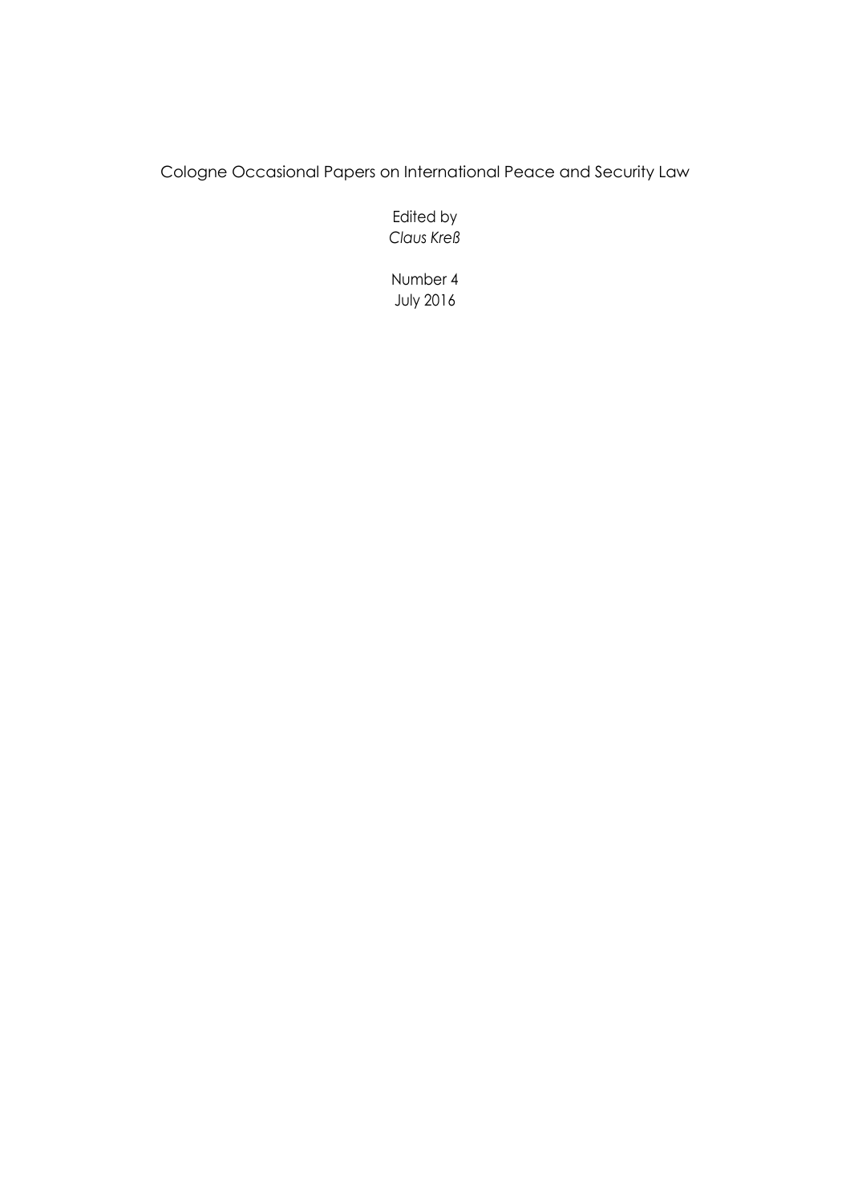Cologne Occasional Papers on International Peace and Security Law

Edited by
*Claus Kreß*

Number 4
July 2016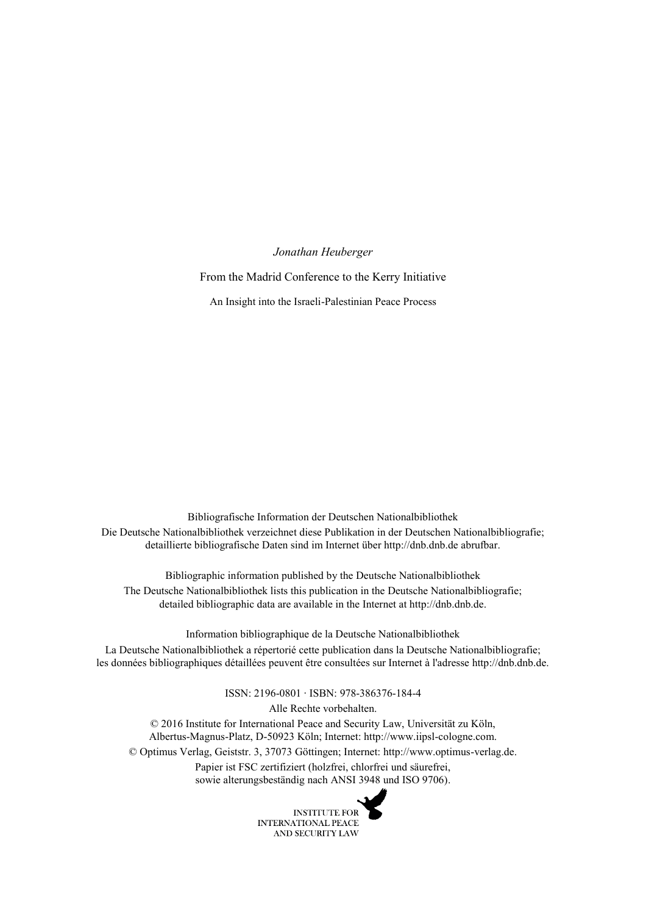*Jonathan Heuberger*

From the Madrid Conference to the Kerry Initiative

An Insight into the Israeli-Palestinian Peace Process

Bibliografische Information der Deutschen Nationalbibliothek

Die Deutsche Nationalbibliothek verzeichnet diese Publikation in der Deutschen Nationalbibliografie; detaillierte bibliografische Daten sind im Internet über http://dnb.dnb.de abrufbar.

Bibliographic information published by the Deutsche Nationalbibliothek

The Deutsche Nationalbibliothek lists this publication in the Deutsche Nationalbibliografie; detailed bibliographic data are available in the Internet at http://dnb.dnb.de.

Information bibliographique de la Deutsche Nationalbibliothek

La Deutsche Nationalbibliothek a répertorié cette publication dans la Deutsche Nationalbibliografie; les données bibliographiques détaillées peuvent être consultées sur Internet à l'adresse http://dnb.dnb.de.

ISSN: 2196-0801 · ISBN: 978-386376-184-4

Alle Rechte vorbehalten.

© 2016 Institute for International Peace and Security Law, Universität zu Köln, Albertus-Magnus-Platz, D-50923 Köln; Internet: http://www.iipsl-cologne.com.

© Optimus Verlag, Geiststr. 3, 37073 Göttingen; Internet: http://www.optimus-verlag.de.

Papier ist FSC zertifiziert (holzfrei, chlorfrei und säurefrei, sowie alterungsbeständig nach ANSI 3948 und ISO 9706).

INSTITUTE FOR INTERNATIONAL PEACE AND SECURITY LAW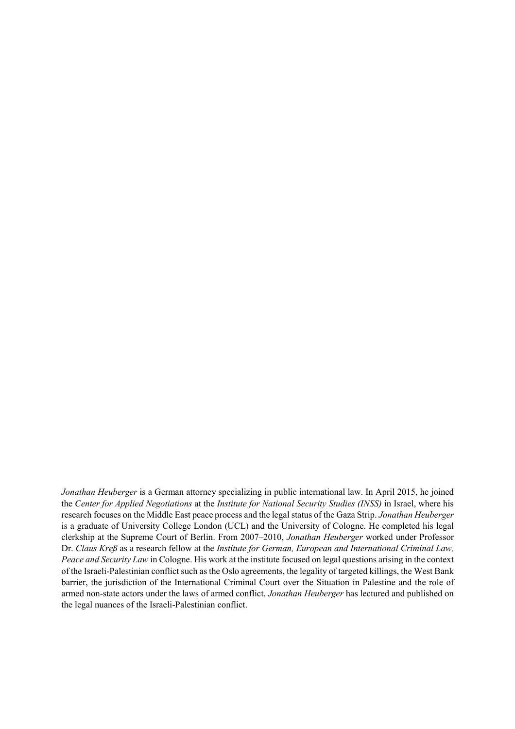*Jonathan Heuberger* is a German attorney specializing in public international law. In April 2015, he joined the *Center for Applied Negotiations* at the *Institute for National Security Studies (INSS)* in Israel, where his research focuses on the Middle East peace process and the legal status of the Gaza Strip. *Jonathan Heuberger* is a graduate of University College London (UCL) and the University of Cologne. He completed his legal clerkship at the Supreme Court of Berlin. From 2007–2010, *Jonathan Heuberger* worked under Professor Dr. *Claus Kreß* as a research fellow at the *Institute for German, European and International Criminal Law, Peace and Security Law* in Cologne. His work at the institute focused on legal questions arising in the context of the Israeli-Palestinian conflict such as the Oslo agreements, the legality of targeted killings, the West Bank barrier, the jurisdiction of the International Criminal Court over the Situation in Palestine and the role of armed non-state actors under the laws of armed conflict. *Jonathan Heuberger* has lectured and published on the legal nuances of the Israeli-Palestinian conflict.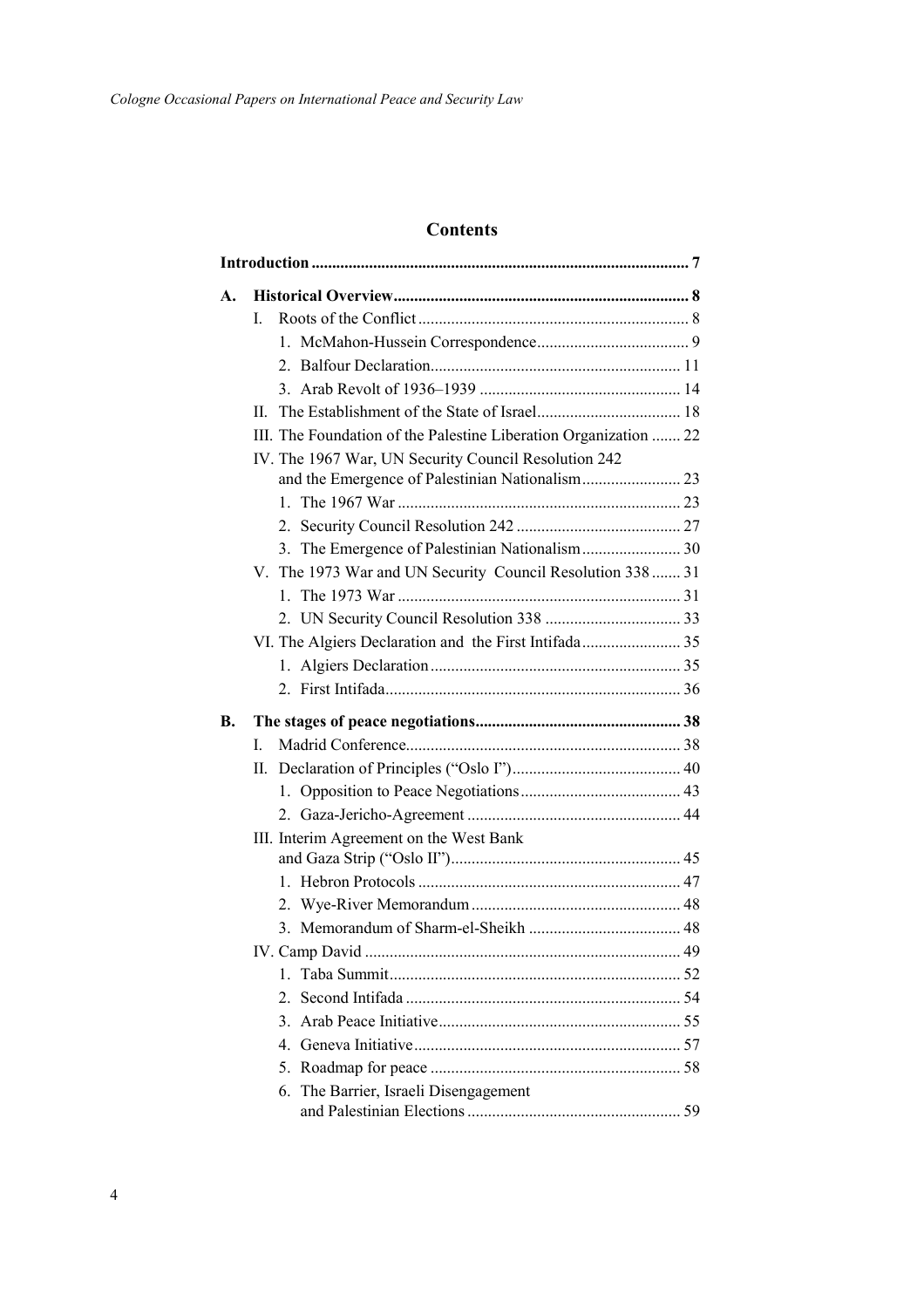# Contents

**Introduction** ..... **7**

**A. Historical Overview** ..... **8**

- I. Roots of the Conflict ..... 8
  - 1. McMahon-Hussein Correspondence ..... 9
  - 2. Balfour Declaration ..... 11
  - 3. Arab Revolt of 1936–1939 ..... 14
- II. The Establishment of the State of Israel ..... 18
- III. The Foundation of the Palestine Liberation Organization ..... 22
- IV. The 1967 War, UN Security Council Resolution 242 and the Emergence of Palestinian Nationalism ..... 23
  - 1. The 1967 War ..... 23
  - 2. Security Council Resolution 242 ..... 27
  - 3. The Emergence of Palestinian Nationalism ..... 30
- V. The 1973 War and UN Security Council Resolution 338 ..... 31
  - 1. The 1973 War ..... 31
  - 2. UN Security Council Resolution 338 ..... 33
- VI. The Algiers Declaration and the First Intifada ..... 35
  - 1. Algiers Declaration ..... 35
  - 2. First Intifada ..... 36

**B. The stages of peace negotiations** ..... **38**

- I. Madrid Conference ..... 38
- II. Declaration of Principles ("Oslo I") ..... 40
  - 1. Opposition to Peace Negotiations ..... 43
  - 2. Gaza-Jericho-Agreement ..... 44
- III. Interim Agreement on the West Bank and Gaza Strip ("Oslo II") ..... 45
  - 1. Hebron Protocols ..... 47
  - 2. Wye-River Memorandum ..... 48
  - 3. Memorandum of Sharm-el-Sheikh ..... 48
- IV. Camp David ..... 49
  - 1. Taba Summit ..... 52
  - 2. Second Intifada ..... 54
  - 3. Arab Peace Initiative ..... 55
  - 4. Geneva Initiative ..... 57
  - 5. Roadmap for peace ..... 58
  - 6. The Barrier, Israeli Disengagement and Palestinian Elections ..... 59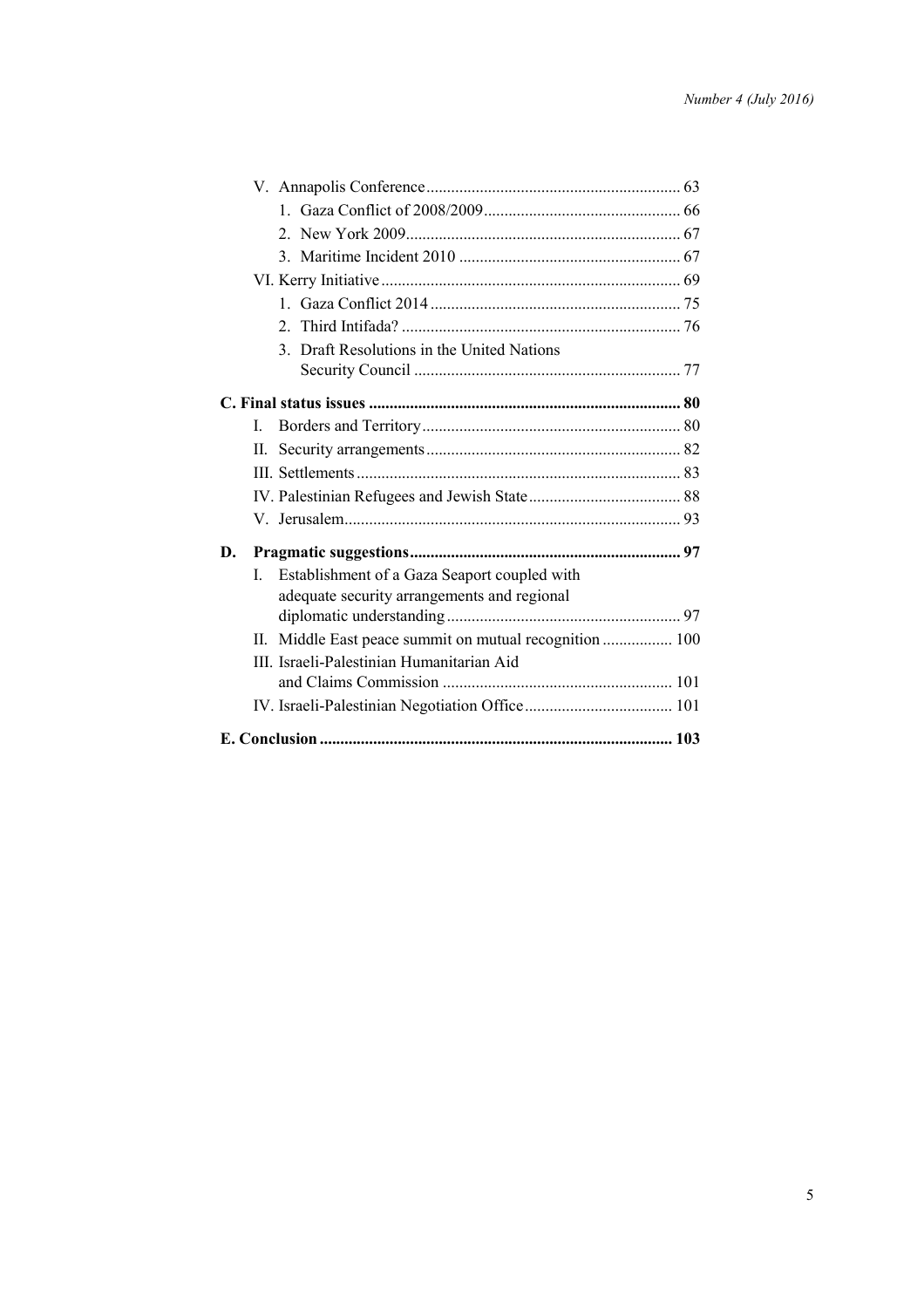- V. Annapolis Conference ........ 63
  - 1. Gaza Conflict of 2008/2009 ........ 66
  - 2. New York 2009 ........ 67
  - 3. Maritime Incident 2010 ........ 67
- VI. Kerry Initiative ........ 69
  - 1. Gaza Conflict 2014 ........ 75
  - 2. Third Intifada? ........ 76
  - 3. Draft Resolutions in the United Nations Security Council ........ 77

**C. Final status issues ........ 80**

- I. Borders and Territory ........ 80
- II. Security arrangements ........ 82
- III. Settlements ........ 83
- IV. Palestinian Refugees and Jewish State ........ 88
- V. Jerusalem ........ 93

**D. Pragmatic suggestions ........ 97**

- I. Establishment of a Gaza Seaport coupled with adequate security arrangements and regional diplomatic understanding ........ 97
- II. Middle East peace summit on mutual recognition ........ 100
- III. Israeli-Palestinian Humanitarian Aid and Claims Commission ........ 101
- IV. Israeli-Palestinian Negotiation Office ........ 101

**E. Conclusion ........ 103**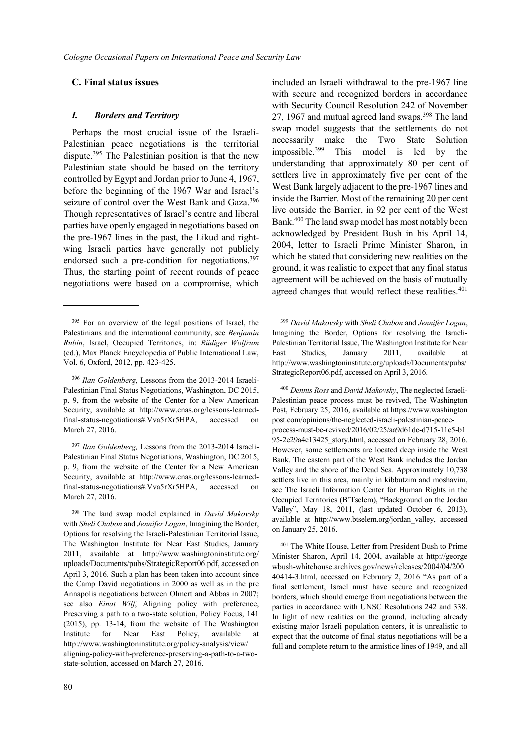## C. Final status issues

### *I. Borders and Territory*

Perhaps the most crucial issue of the Israeli-Palestinian peace negotiations is the territorial dispute.[395] The Palestinian position is that the new Palestinian state should be based on the territory controlled by Egypt and Jordan prior to June 4, 1967, before the beginning of the 1967 War and Israel's seizure of control over the West Bank and Gaza.[396] Though representatives of Israel's centre and liberal parties have openly engaged in negotiations based on the pre-1967 lines in the past, the Likud and right-wing Israeli parties have generally not publicly endorsed such a pre-condition for negotiations.[397] Thus, the starting point of recent rounds of peace negotiations were based on a compromise, which included an Israeli withdrawal to the pre-1967 line with secure and recognized borders in accordance with Security Council Resolution 242 of November 27, 1967 and mutual agreed land swaps.[398] The land swap model suggests that the settlements do not necessarily make the Two State Solution impossible.[399] This model is led by the understanding that approximately 80 per cent of settlers live in approximately five per cent of the West Bank largely adjacent to the pre-1967 lines and inside the Barrier. Most of the remaining 20 per cent live outside the Barrier, in 92 per cent of the West Bank.[400] The land swap model has most notably been acknowledged by President Bush in his April 14, 2004, letter to Israeli Prime Minister Sharon, in which he stated that considering new realities on the ground, it was realistic to expect that any final status agreement will be achieved on the basis of mutually agreed changes that would reflect these realities.[401]

---

[395] For an overview of the legal positions of Israel, the Palestinians and the international community, see *Benjamin Rubin*, Israel, Occupied Territories, in: *Rüdiger Wolfrum* (ed.), Max Planck Encyclopedia of Public International Law, Vol. 6, Oxford, 2012, pp. 423-425.

[396] *Ilan Goldenberg,* Lessons from the 2013-2014 Israeli-Palestinian Final Status Negotiations, Washington, DC 2015, p. 9, from the website of the Center for a New American Security, available at http://www.cnas.org/lessons-learned-final-status-negotiations#.Vva5rXr5HPA, accessed on March 27, 2016.

[397] *Ilan Goldenberg,* Lessons from the 2013-2014 Israeli-Palestinian Final Status Negotiations, Washington, DC 2015, p. 9, from the website of the Center for a New American Security, available at http://www.cnas.org/lessons-learned-final-status-negotiations#.Vva5rXr5HPA, accessed on March 27, 2016.

[398] The land swap model explained in *David Makovsky* with *Sheli Chabon* and *Jennifer Logan*, Imagining the Border, Options for resolving the Israeli-Palestinian Territorial Issue, The Washington Institute for Near East Studies, January 2011, available at http://www.washingtoninstitute.org/uploads/Documents/pubs/StrategicReport06.pdf, accessed on April 3, 2016. Such a plan has been taken into account since the Camp David negotiations in 2000 as well as in the pre Annapolis negotiations between Olmert and Abbas in 2007; see also *Einat Wilf*, Aligning policy with preference, Preserving a path to a two-state solution, Policy Focus, 141 (2015), pp. 13-14, from the website of The Washington Institute for Near East Policy, available at http://www.washingtoninstitute.org/policy-analysis/view/aligning-policy-with-preference-preserving-a-path-to-a-two-state-solution, accessed on March 27, 2016.

[399] *David Makovsky* with *Sheli Chabon* and *Jennifer Logan*, Imagining the Border, Options for resolving the Israeli-Palestinian Territorial Issue, The Washington Institute for Near East Studies, January 2011, available at http://www.washingtoninstitute.org/uploads/Documents/pubs/StrategicReport06.pdf, accessed on April 3, 2016.

[400] *Dennis Ross* and *David Makovsky*, The neglected Israeli-Palestinian peace process must be revived, The Washington Post, February 25, 2016, available at https://www.washingtonpost.com/opinions/the-neglected-israeli-palestinian-peace-process-must-be-revived/2016/02/25/aa9d61dc-d715-11e5-b195-2e29a4e13425_story.html, accessed on February 28, 2016. However, some settlements are located deep inside the West Bank. The eastern part of the West Bank includes the Jordan Valley and the shore of the Dead Sea. Approximately 10,738 settlers live in this area, mainly in kibbutzim and moshavim, see The Israeli Information Center for Human Rights in the Occupied Territories (B'Tselem), "Background on the Jordan Valley", May 18, 2011, (last updated October 6, 2013), available at http://www.btselem.org/jordan_valley, accessed on January 25, 2016.

[401] The White House, Letter from President Bush to Prime Minister Sharon, April 14, 2004, available at http://georgewbush-whitehouse.archives.gov/news/releases/2004/04/20040414-3.html, accessed on February 2, 2016 "As part of a final settlement, Israel must have secure and recognized borders, which should emerge from negotiations between the parties in accordance with UNSC Resolutions 242 and 338. In light of new realities on the ground, including already existing major Israeli population centers, it is unrealistic to expect that the outcome of final status negotiations will be a full and complete return to the armistice lines of 1949, and all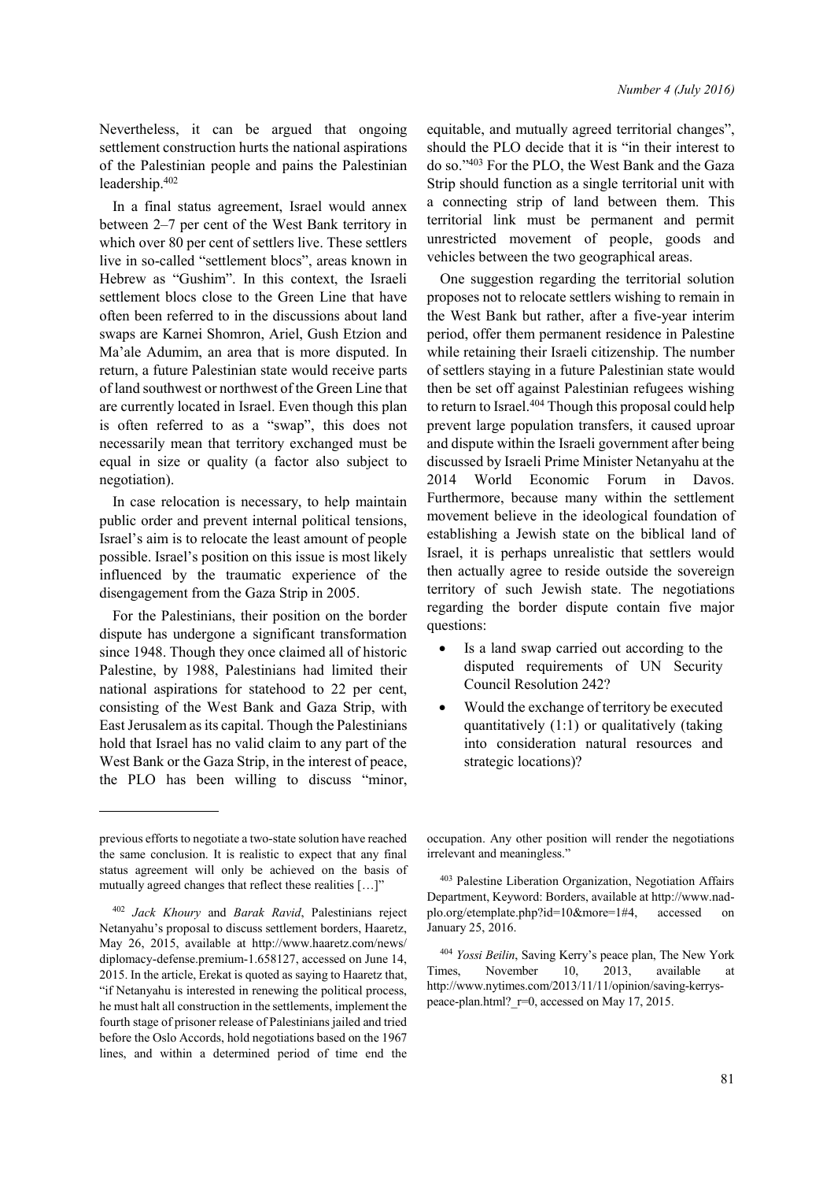Nevertheless, it can be argued that ongoing settlement construction hurts the national aspirations of the Palestinian people and pains the Palestinian leadership.[402]

In a final status agreement, Israel would annex between 2–7 per cent of the West Bank territory in which over 80 per cent of settlers live. These settlers live in so-called "settlement blocs", areas known in Hebrew as "Gushim". In this context, the Israeli settlement blocs close to the Green Line that have often been referred to in the discussions about land swaps are Karnei Shomron, Ariel, Gush Etzion and Ma'ale Adumim, an area that is more disputed. In return, a future Palestinian state would receive parts of land southwest or northwest of the Green Line that are currently located in Israel. Even though this plan is often referred to as a "swap", this does not necessarily mean that territory exchanged must be equal in size or quality (a factor also subject to negotiation).

In case relocation is necessary, to help maintain public order and prevent internal political tensions, Israel's aim is to relocate the least amount of people possible. Israel's position on this issue is most likely influenced by the traumatic experience of the disengagement from the Gaza Strip in 2005.

For the Palestinians, their position on the border dispute has undergone a significant transformation since 1948. Though they once claimed all of historic Palestine, by 1988, Palestinians had limited their national aspirations for statehood to 22 per cent, consisting of the West Bank and Gaza Strip, with East Jerusalem as its capital. Though the Palestinians hold that Israel has no valid claim to any part of the West Bank or the Gaza Strip, in the interest of peace, the PLO has been willing to discuss "minor, equitable, and mutually agreed territorial changes", should the PLO decide that it is "in their interest to do so."[403] For the PLO, the West Bank and the Gaza Strip should function as a single territorial unit with a connecting strip of land between them. This territorial link must be permanent and permit unrestricted movement of people, goods and vehicles between the two geographical areas.

One suggestion regarding the territorial solution proposes not to relocate settlers wishing to remain in the West Bank but rather, after a five-year interim period, offer them permanent residence in Palestine while retaining their Israeli citizenship. The number of settlers staying in a future Palestinian state would then be set off against Palestinian refugees wishing to return to Israel.[404] Though this proposal could help prevent large population transfers, it caused uproar and dispute within the Israeli government after being discussed by Israeli Prime Minister Netanyahu at the 2014 World Economic Forum in Davos. Furthermore, because many within the settlement movement believe in the ideological foundation of establishing a Jewish state on the biblical land of Israel, it is perhaps unrealistic that settlers would then actually agree to reside outside the sovereign territory of such Jewish state. The negotiations regarding the border dispute contain five major questions:

- Is a land swap carried out according to the disputed requirements of UN Security Council Resolution 242?
- Would the exchange of territory be executed quantitatively (1:1) or qualitatively (taking into consideration natural resources and strategic locations)?

---

previous efforts to negotiate a two-state solution have reached the same conclusion. It is realistic to expect that any final status agreement will only be achieved on the basis of mutually agreed changes that reflect these realities […]"

[402] *Jack Khoury* and *Barak Ravid*, Palestinians reject Netanyahu's proposal to discuss settlement borders, Haaretz, May 26, 2015, available at http://www.haaretz.com/news/diplomacy-defense.premium-1.658127, accessed on June 14, 2015. In the article, Erekat is quoted as saying to Haaretz that, "if Netanyahu is interested in renewing the political process, he must halt all construction in the settlements, implement the fourth stage of prisoner release of Palestinians jailed and tried before the Oslo Accords, hold negotiations based on the 1967 lines, and within a determined period of time end the occupation. Any other position will render the negotiations irrelevant and meaningless."

[403] Palestine Liberation Organization, Negotiation Affairs Department, Keyword: Borders, available at http://www.nad-plo.org/etemplate.php?id=10&more=1#4, accessed on January 25, 2016.

[404] *Yossi Beilin*, Saving Kerry's peace plan, The New York Times, November 10, 2013, available at http://www.nytimes.com/2013/11/11/opinion/saving-kerrys-peace-plan.html?_r=0, accessed on May 17, 2015.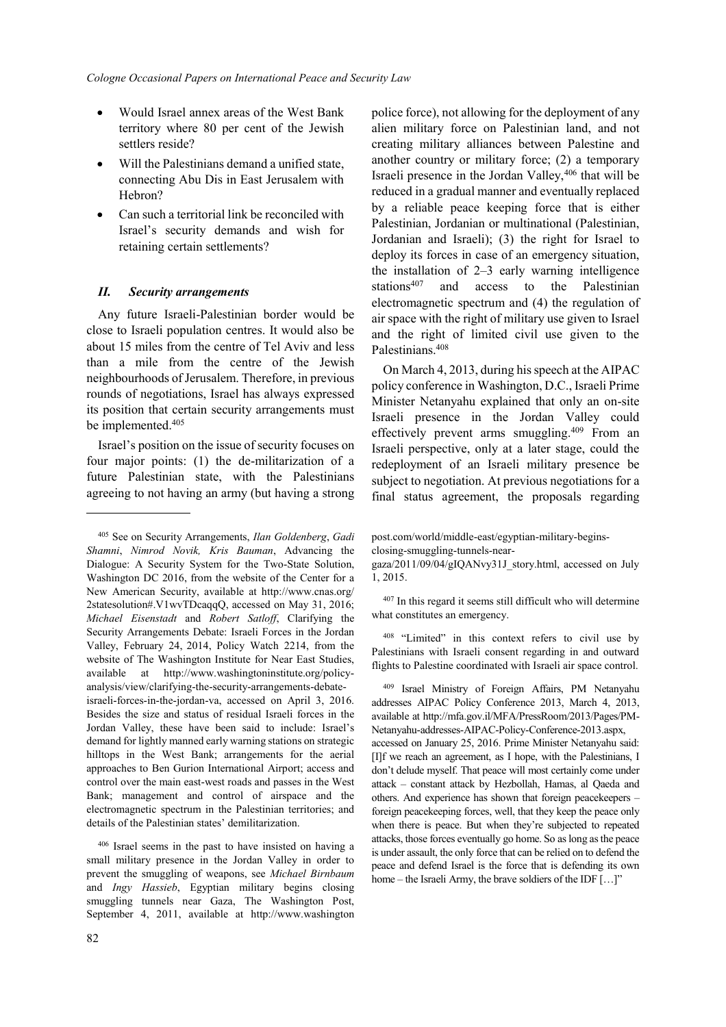- Would Israel annex areas of the West Bank territory where 80 per cent of the Jewish settlers reside?
- Will the Palestinians demand a unified state, connecting Abu Dis in East Jerusalem with Hebron?
- Can such a territorial link be reconciled with Israel's security demands and wish for retaining certain settlements?

### *II. Security arrangements*

Any future Israeli-Palestinian border would be close to Israeli population centres. It would also be about 15 miles from the centre of Tel Aviv and less than a mile from the centre of the Jewish neighbourhoods of Jerusalem. Therefore, in previous rounds of negotiations, Israel has always expressed its position that certain security arrangements must be implemented.[405]

Israel's position on the issue of security focuses on four major points: (1) the de-militarization of a future Palestinian state, with the Palestinians agreeing to not having an army (but having a strong police force), not allowing for the deployment of any alien military force on Palestinian land, and not creating military alliances between Palestine and another country or military force; (2) a temporary Israeli presence in the Jordan Valley,[406] that will be reduced in a gradual manner and eventually replaced by a reliable peace keeping force that is either Palestinian, Jordanian or multinational (Palestinian, Jordanian and Israeli); (3) the right for Israel to deploy its forces in case of an emergency situation, the installation of 2–3 early warning intelligence stations[407] and access to the Palestinian electromagnetic spectrum and (4) the regulation of air space with the right of military use given to Israel and the right of limited civil use given to the Palestinians.[408]

On March 4, 2013, during his speech at the AIPAC policy conference in Washington, D.C., Israeli Prime Minister Netanyahu explained that only an on-site Israeli presence in the Jordan Valley could effectively prevent arms smuggling.[409] From an Israeli perspective, only at a later stage, could the redeployment of an Israeli military presence be subject to negotiation. At previous negotiations for a final status agreement, the proposals regarding

---

[405] See on Security Arrangements, *Ilan Goldenberg*, *Gadi Shamni*, *Nimrod Novik, Kris Bauman*, Advancing the Dialogue: A Security System for the Two-State Solution, Washington DC 2016, from the website of the Center for a New American Security, available at http://www.cnas.org/2statesolution#.V1wvTDcaqqQ, accessed on May 31, 2016; *Michael Eisenstadt* and *Robert Satloff*, Clarifying the Security Arrangements Debate: Israeli Forces in the Jordan Valley, February 24, 2014, Policy Watch 2214, from the website of The Washington Institute for Near East Studies, available at http://www.washingtoninstitute.org/policy-analysis/view/clarifying-the-security-arrangements-debate-israeli-forces-in-the-jordan-va, accessed on April 3, 2016. Besides the size and status of residual Israeli forces in the Jordan Valley, these have been said to include: Israel's demand for lightly manned early warning stations on strategic hilltops in the West Bank; arrangements for the aerial approaches to Ben Gurion International Airport; access and control over the main east-west roads and passes in the West Bank; management and control of airspace and the electromagnetic spectrum in the Palestinian territories; and details of the Palestinian states' demilitarization.

[406] Israel seems in the past to have insisted on having a small military presence in the Jordan Valley in order to prevent the smuggling of weapons, see *Michael Birnbaum* and *Ingy Hassieb*, Egyptian military begins closing smuggling tunnels near Gaza, The Washington Post, September 4, 2011, available at http://www.washingtonpost.com/world/middle-east/egyptian-military-begins-closing-smuggling-tunnels-near-gaza/2011/09/04/gIQANvy31J_story.html, accessed on July 1, 2015.

[407] In this regard it seems still difficult who will determine what constitutes an emergency.

[408] "Limited" in this context refers to civil use by Palestinians with Israeli consent regarding in and outward flights to Palestine coordinated with Israeli air space control.

[409] Israel Ministry of Foreign Affairs, PM Netanyahu addresses AIPAC Policy Conference 2013, March 4, 2013, available at http://mfa.gov.il/MFA/PressRoom/2013/Pages/PM-Netanyahu-addresses-AIPAC-Policy-Conference-2013.aspx, accessed on January 25, 2016. Prime Minister Netanyahu said: [I]f we reach an agreement, as I hope, with the Palestinians, I don't delude myself. That peace will most certainly come under attack – constant attack by Hezbollah, Hamas, al Qaeda and others. And experience has shown that foreign peacekeepers – foreign peacekeeping forces, well, that they keep the peace only when there is peace. But when they're subjected to repeated attacks, those forces eventually go home. So as long as the peace is under assault, the only force that can be relied on to defend the peace and defend Israel is the force that is defending its own home – the Israeli Army, the brave soldiers of the IDF […]"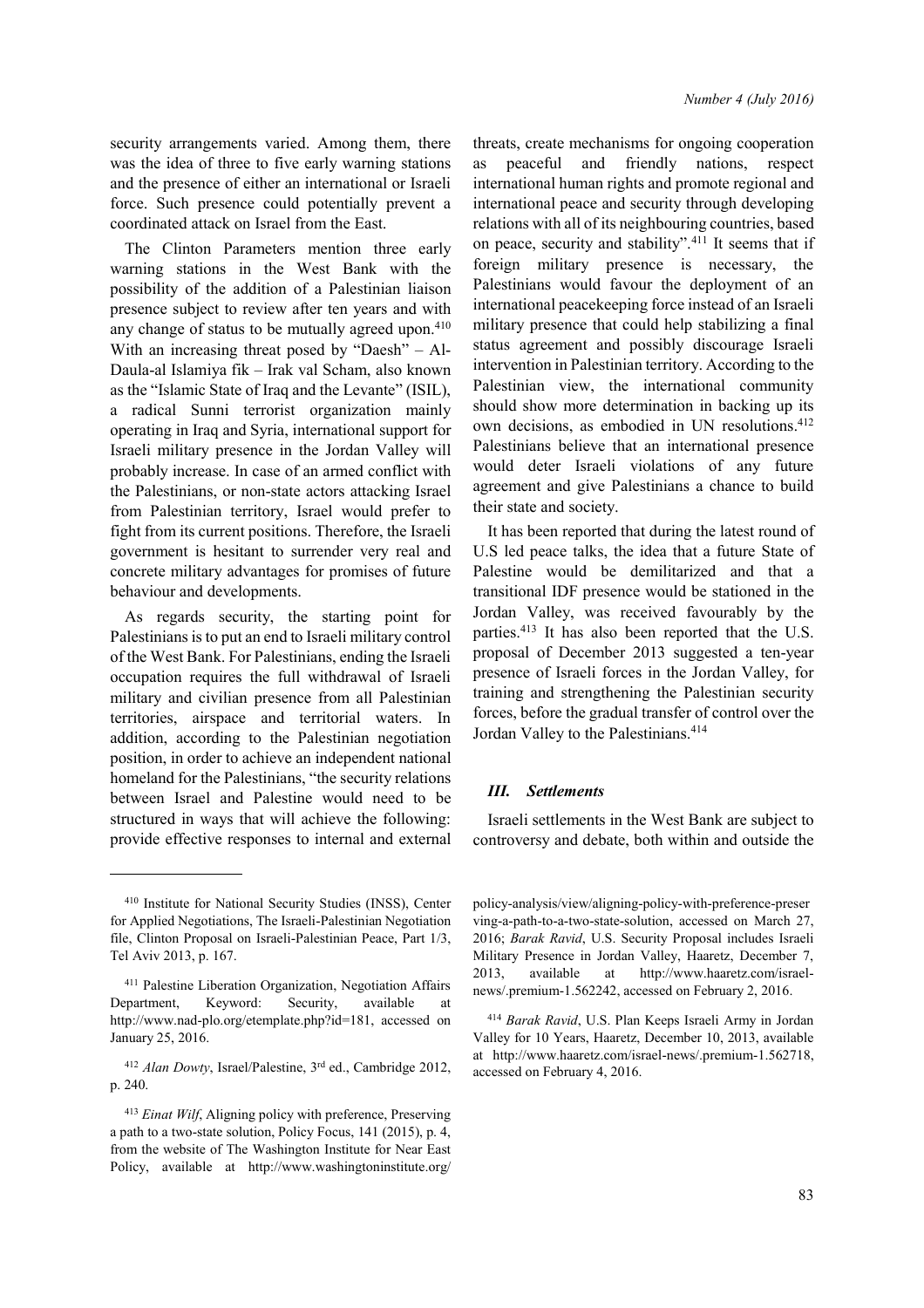security arrangements varied. Among them, there was the idea of three to five early warning stations and the presence of either an international or Israeli force. Such presence could potentially prevent a coordinated attack on Israel from the East.

The Clinton Parameters mention three early warning stations in the West Bank with the possibility of the addition of a Palestinian liaison presence subject to review after ten years and with any change of status to be mutually agreed upon.[410] With an increasing threat posed by "Daesh" – Al-Daula-al Islamiya fik – Irak val Scham, also known as the "Islamic State of Iraq and the Levante" (ISIL), a radical Sunni terrorist organization mainly operating in Iraq and Syria, international support for Israeli military presence in the Jordan Valley will probably increase. In case of an armed conflict with the Palestinians, or non-state actors attacking Israel from Palestinian territory, Israel would prefer to fight from its current positions. Therefore, the Israeli government is hesitant to surrender very real and concrete military advantages for promises of future behaviour and developments.

As regards security, the starting point for Palestinians is to put an end to Israeli military control of the West Bank. For Palestinians, ending the Israeli occupation requires the full withdrawal of Israeli military and civilian presence from all Palestinian territories, airspace and territorial waters. In addition, according to the Palestinian negotiation position, in order to achieve an independent national homeland for the Palestinians, "the security relations between Israel and Palestine would need to be structured in ways that will achieve the following: provide effective responses to internal and external threats, create mechanisms for ongoing cooperation as peaceful and friendly nations, respect international human rights and promote regional and international peace and security through developing relations with all of its neighbouring countries, based on peace, security and stability".[411] It seems that if foreign military presence is necessary, the Palestinians would favour the deployment of an international peacekeeping force instead of an Israeli military presence that could help stabilizing a final status agreement and possibly discourage Israeli intervention in Palestinian territory. According to the Palestinian view, the international community should show more determination in backing up its own decisions, as embodied in UN resolutions.[412] Palestinians believe that an international presence would deter Israeli violations of any future agreement and give Palestinians a chance to build their state and society.

It has been reported that during the latest round of U.S led peace talks, the idea that a future State of Palestine would be demilitarized and that a transitional IDF presence would be stationed in the Jordan Valley, was received favourably by the parties.[413] It has also been reported that the U.S. proposal of December 2013 suggested a ten-year presence of Israeli forces in the Jordan Valley, for training and strengthening the Palestinian security forces, before the gradual transfer of control over the Jordan Valley to the Palestinians.[414]

### *III. Settlements*

Israeli settlements in the West Bank are subject to controversy and debate, both within and outside the

---

[410] Institute for National Security Studies (INSS), Center for Applied Negotiations, The Israeli-Palestinian Negotiation file, Clinton Proposal on Israeli-Palestinian Peace, Part 1/3, Tel Aviv 2013, p. 167.

[411] Palestine Liberation Organization, Negotiation Affairs Department, Keyword: Security, available at http://www.nad-plo.org/etemplate.php?id=181, accessed on January 25, 2016.

[412] *Alan Dowty*, Israel/Palestine, 3rd ed., Cambridge 2012, p. 240.

[413] *Einat Wilf*, Aligning policy with preference, Preserving a path to a two-state solution, Policy Focus, 141 (2015), p. 4, from the website of The Washington Institute for Near East Policy, available at http://www.washingtoninstitute.org/policy-analysis/view/aligning-policy-with-preference-preserving-a-path-to-a-two-state-solution, accessed on March 27, 2016; *Barak Ravid*, U.S. Security Proposal includes Israeli Military Presence in Jordan Valley, Haaretz, December 7, 2013, available at http://www.haaretz.com/israel-news/.premium-1.562242, accessed on February 2, 2016.

[414] *Barak Ravid*, U.S. Plan Keeps Israeli Army in Jordan Valley for 10 Years, Haaretz, December 10, 2013, available at http://www.haaretz.com/israel-news/.premium-1.562718, accessed on February 4, 2016.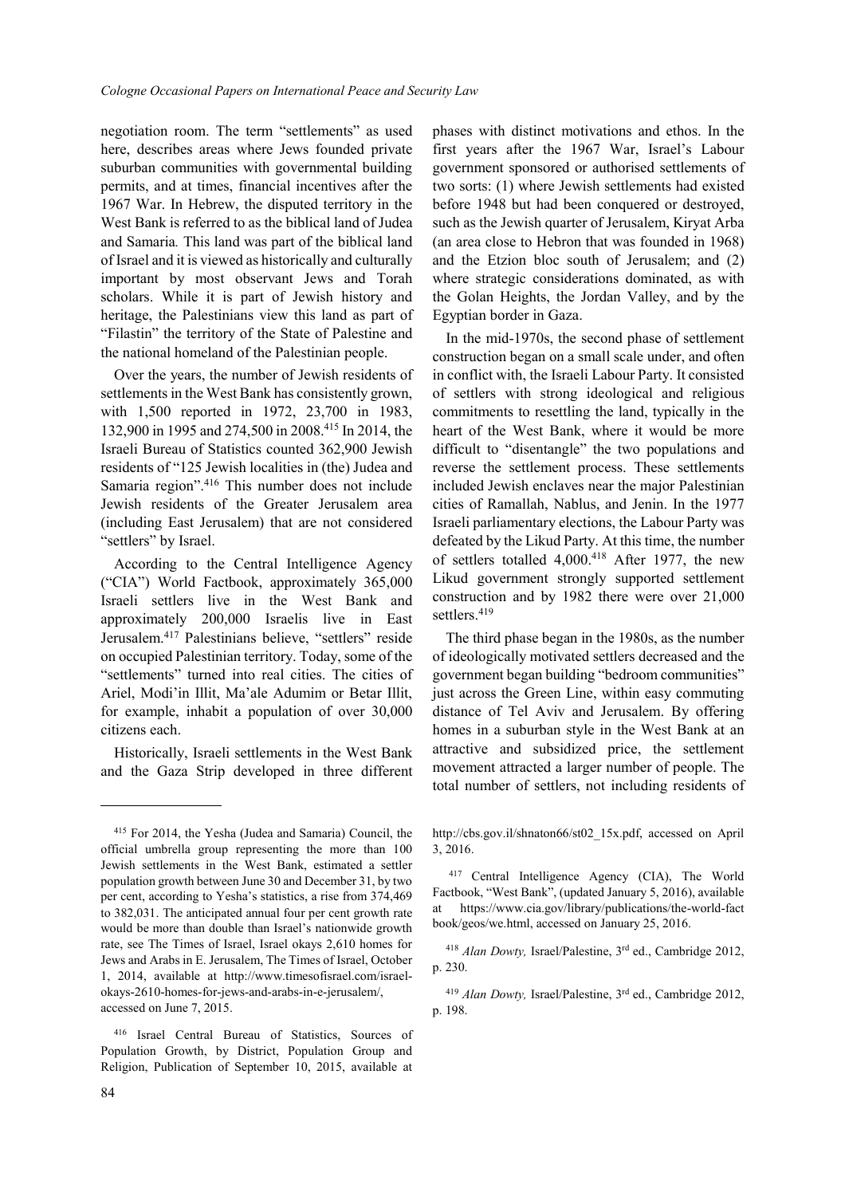negotiation room. The term "settlements" as used here, describes areas where Jews founded private suburban communities with governmental building permits, and at times, financial incentives after the 1967 War. In Hebrew, the disputed territory in the West Bank is referred to as the biblical land of Judea and Samaria. This land was part of the biblical land of Israel and it is viewed as historically and culturally important by most observant Jews and Torah scholars. While it is part of Jewish history and heritage, the Palestinians view this land as part of "Filastin" the territory of the State of Palestine and the national homeland of the Palestinian people.

Over the years, the number of Jewish residents of settlements in the West Bank has consistently grown, with 1,500 reported in 1972, 23,700 in 1983, 132,900 in 1995 and 274,500 in 2008.[415] In 2014, the Israeli Bureau of Statistics counted 362,900 Jewish residents of "125 Jewish localities in (the) Judea and Samaria region".[416] This number does not include Jewish residents of the Greater Jerusalem area (including East Jerusalem) that are not considered "settlers" by Israel.

According to the Central Intelligence Agency ("CIA") World Factbook, approximately 365,000 Israeli settlers live in the West Bank and approximately 200,000 Israelis live in East Jerusalem.[417] Palestinians believe, "settlers" reside on occupied Palestinian territory. Today, some of the "settlements" turned into real cities. The cities of Ariel, Modi'in Illit, Ma'ale Adumim or Betar Illit, for example, inhabit a population of over 30,000 citizens each.

Historically, Israeli settlements in the West Bank and the Gaza Strip developed in three different phases with distinct motivations and ethos. In the first years after the 1967 War, Israel's Labour government sponsored or authorised settlements of two sorts: (1) where Jewish settlements had existed before 1948 but had been conquered or destroyed, such as the Jewish quarter of Jerusalem, Kiryat Arba (an area close to Hebron that was founded in 1968) and the Etzion bloc south of Jerusalem; and (2) where strategic considerations dominated, as with the Golan Heights, the Jordan Valley, and by the Egyptian border in Gaza.

In the mid-1970s, the second phase of settlement construction began on a small scale under, and often in conflict with, the Israeli Labour Party. It consisted of settlers with strong ideological and religious commitments to resettling the land, typically in the heart of the West Bank, where it would be more difficult to "disentangle" the two populations and reverse the settlement process. These settlements included Jewish enclaves near the major Palestinian cities of Ramallah, Nablus, and Jenin. In the 1977 Israeli parliamentary elections, the Labour Party was defeated by the Likud Party. At this time, the number of settlers totalled 4,000.[418] After 1977, the new Likud government strongly supported settlement construction and by 1982 there were over 21,000 settlers.[419]

The third phase began in the 1980s, as the number of ideologically motivated settlers decreased and the government began building "bedroom communities" just across the Green Line, within easy commuting distance of Tel Aviv and Jerusalem. By offering homes in a suburban style in the West Bank at an attractive and subsidized price, the settlement movement attracted a larger number of people. The total number of settlers, not including residents of

---

[415] For 2014, the Yesha (Judea and Samaria) Council, the official umbrella group representing the more than 100 Jewish settlements in the West Bank, estimated a settler population growth between June 30 and December 31, by two per cent, according to Yesha's statistics, a rise from 374,469 to 382,031. The anticipated annual four per cent growth rate would be more than double than Israel's nationwide growth rate, see The Times of Israel, Israel okays 2,610 homes for Jews and Arabs in E. Jerusalem, The Times of Israel, October 1, 2014, available at http://www.timesofisrael.com/israel-okays-2610-homes-for-jews-and-arabs-in-e-jerusalem/, accessed on June 7, 2015.

[416] Israel Central Bureau of Statistics, Sources of Population Growth, by District, Population Group and Religion, Publication of September 10, 2015, available at http://cbs.gov.il/shnaton66/st02_15x.pdf, accessed on April 3, 2016.

[417] Central Intelligence Agency (CIA), The World Factbook, "West Bank", (updated January 5, 2016), available at https://www.cia.gov/library/publications/the-world-factbook/geos/we.html, accessed on January 25, 2016.

[418] *Alan Dowty,* Israel/Palestine, 3rd ed., Cambridge 2012, p. 230.

[419] *Alan Dowty,* Israel/Palestine, 3rd ed., Cambridge 2012, p. 198.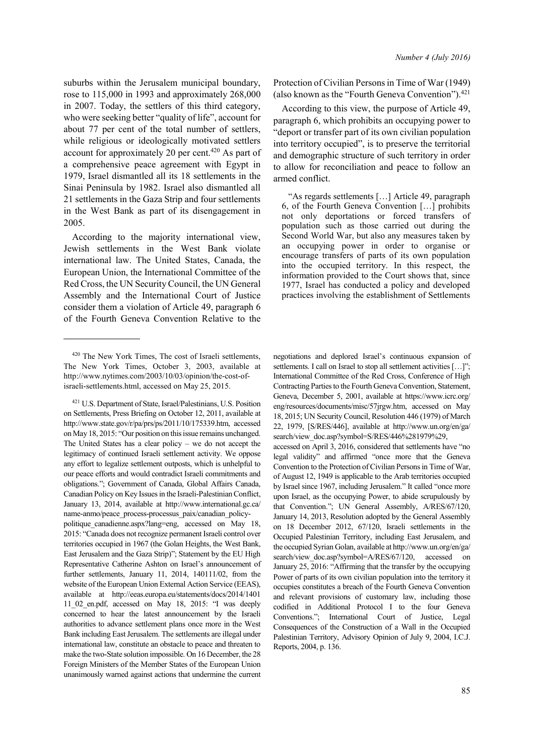suburbs within the Jerusalem municipal boundary, rose to 115,000 in 1993 and approximately 268,000 in 2007. Today, the settlers of this third category, who were seeking better "quality of life", account for about 77 per cent of the total number of settlers, while religious or ideologically motivated settlers account for approximately 20 per cent.[420] As part of a comprehensive peace agreement with Egypt in 1979, Israel dismantled all its 18 settlements in the Sinai Peninsula by 1982. Israel also dismantled all 21 settlements in the Gaza Strip and four settlements in the West Bank as part of its disengagement in 2005.

According to the majority international view, Jewish settlements in the West Bank violate international law. The United States, Canada, the European Union, the International Committee of the Red Cross, the UN Security Council, the UN General Assembly and the International Court of Justice consider them a violation of Article 49, paragraph 6 of the Fourth Geneva Convention Relative to the Protection of Civilian Persons in Time of War (1949) (also known as the "Fourth Geneva Convention").[421]

According to this view, the purpose of Article 49, paragraph 6, which prohibits an occupying power to "deport or transfer part of its own civilian population into territory occupied", is to preserve the territorial and demographic structure of such territory in order to allow for reconciliation and peace to follow an armed conflict.

> "As regards settlements […] Article 49, paragraph 6, of the Fourth Geneva Convention […] prohibits not only deportations or forced transfers of population such as those carried out during the Second World War, but also any measures taken by an occupying power in order to organise or encourage transfers of parts of its own population into the occupied territory. In this respect, the information provided to the Court shows that, since 1977, Israel has conducted a policy and developed practices involving the establishment of Settlements

---

[420] The New York Times, The cost of Israeli settlements, The New York Times, October 3, 2003, available at http://www.nytimes.com/2003/10/03/opinion/the-cost-of-israeli-settlements.html, accessed on May 25, 2015.

[421] U.S. Department of State, Israel/Palestinians, U.S. Position on Settlements, Press Briefing on October 12, 2011, available at http://www.state.gov/r/pa/prs/ps/2011/10/175339.htm, accessed on May 18, 2015: "Our position on this issue remains unchanged. The United States has a clear policy – we do not accept the legitimacy of continued Israeli settlement activity. We oppose any effort to legalize settlement outposts, which is unhelpful to our peace efforts and would contradict Israeli commitments and obligations."; Government of Canada, Global Affairs Canada, Canadian Policy on Key Issues in the Israeli-Palestinian Conflict, January 13, 2014, available at http://www.international.gc.ca/name-anmo/peace_process-processus_paix/canadian_policy-politique_canadienne.aspx?lang=eng, accessed on May 18, 2015: "Canada does not recognize permanent Israeli control over territories occupied in 1967 (the Golan Heights, the West Bank, East Jerusalem and the Gaza Strip)"; Statement by the EU High Representative Catherine Ashton on Israel's announcement of further settlements, January 11, 2014, 140111/02, from the website of the European Union External Action Service (EEAS), available at http://eeas.europa.eu/statements/docs/2014/140111_02_en.pdf, accessed on May 18, 2015: "I was deeply concerned to hear the latest announcement by the Israeli authorities to advance settlement plans once more in the West Bank including East Jerusalem. The settlements are illegal under international law, constitute an obstacle to peace and threaten to make the two-State solution impossible. On 16 December, the 28 Foreign Ministers of the Member States of the European Union unanimously warned against actions that undermine the current negotiations and deplored Israel's continuous expansion of settlements. I call on Israel to stop all settlement activities […]"; International Committee of the Red Cross, Conference of High Contracting Parties to the Fourth Geneva Convention, Statement, Geneva, December 5, 2001, available at https://www.icrc.org/eng/resources/documents/misc/57jrgw.htm, accessed on May 18, 2015; UN Security Council, Resolution 446 (1979) of March 22, 1979, [S/RES/446], available at http://www.un.org/en/ga/search/view_doc.asp?symbol=S/RES/446%281979%29, accessed on April 3, 2016, considered that settlements have "no legal validity" and affirmed "once more that the Geneva Convention to the Protection of Civilian Persons in Time of War, of August 12, 1949 is applicable to the Arab territories occupied by Israel since 1967, including Jerusalem." It called "once more upon Israel, as the occupying Power, to abide scrupulously by that Convention."; UN General Assembly, A/RES/67/120, January 14, 2013, Resolution adopted by the General Assembly on 18 December 2012, 67/120, Israeli settlements in the Occupied Palestinian Territory, including East Jerusalem, and the occupied Syrian Golan, available at http://www.un.org/en/ga/search/view_doc.asp?symbol=A/RES/67/120, accessed on January 25, 2016: "Affirming that the transfer by the occupying Power of parts of its own civilian population into the territory it occupies constitutes a breach of the Fourth Geneva Convention and relevant provisions of customary law, including those codified in Additional Protocol I to the four Geneva Conventions."; International Court of Justice, Legal Consequences of the Construction of a Wall in the Occupied Palestinian Territory, Advisory Opinion of July 9, 2004, I.C.J. Reports, 2004, p. 136.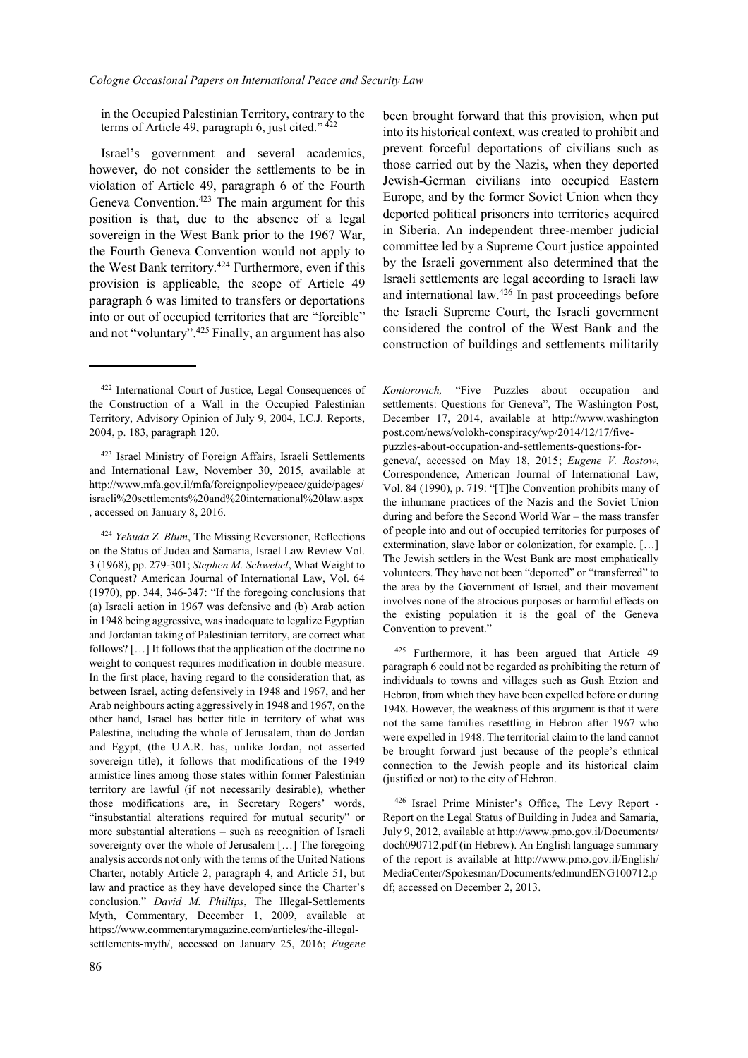in the Occupied Palestinian Territory, contrary to the terms of Article 49, paragraph 6, just cited." [422]

Israel's government and several academics, however, do not consider the settlements to be in violation of Article 49, paragraph 6 of the Fourth Geneva Convention.[423] The main argument for this position is that, due to the absence of a legal sovereign in the West Bank prior to the 1967 War, the Fourth Geneva Convention would not apply to the West Bank territory.[424] Furthermore, even if this provision is applicable, the scope of Article 49 paragraph 6 was limited to transfers or deportations into or out of occupied territories that are "forcible" and not "voluntary".[425] Finally, an argument has also been brought forward that this provision, when put into its historical context, was created to prohibit and prevent forceful deportations of civilians such as those carried out by the Nazis, when they deported Jewish-German civilians into occupied Eastern Europe, and by the former Soviet Union when they deported political prisoners into territories acquired in Siberia. An independent three-member judicial committee led by a Supreme Court justice appointed by the Israeli government also determined that the Israeli settlements are legal according to Israeli law and international law.[426] In past proceedings before the Israeli Supreme Court, the Israeli government considered the control of the West Bank and the construction of buildings and settlements militarily

---

[422] International Court of Justice, Legal Consequences of the Construction of a Wall in the Occupied Palestinian Territory, Advisory Opinion of July 9, 2004, I.C.J. Reports, 2004, p. 183, paragraph 120.

[423] Israel Ministry of Foreign Affairs, Israeli Settlements and International Law, November 30, 2015, available at http://www.mfa.gov.il/mfa/foreignpolicy/peace/guide/pages/israeli%20settlements%20and%20international%20law.aspx , accessed on January 8, 2016.

[424] *Yehuda Z. Blum*, The Missing Reversioner, Reflections on the Status of Judea and Samaria, Israel Law Review Vol. 3 (1968), pp. 279-301; *Stephen M. Schwebel*, What Weight to Conquest? American Journal of International Law, Vol. 64 (1970), pp. 344, 346-347: "If the foregoing conclusions that (a) Israeli action in 1967 was defensive and (b) Arab action in 1948 being aggressive, was inadequate to legalize Egyptian and Jordanian taking of Palestinian territory, are correct what follows? […] It follows that the application of the doctrine no weight to conquest requires modification in double measure. In the first place, having regard to the consideration that, as between Israel, acting defensively in 1948 and 1967, and her Arab neighbours acting aggressively in 1948 and 1967, on the other hand, Israel has better title in territory of what was Palestine, including the whole of Jerusalem, than do Jordan and Egypt, (the U.A.R. has, unlike Jordan, not asserted sovereign title), it follows that modifications of the 1949 armistice lines among those states within former Palestinian territory are lawful (if not necessarily desirable), whether those modifications are, in Secretary Rogers' words, "insubstantial alterations required for mutual security" or more substantial alterations – such as recognition of Israeli sovereignty over the whole of Jerusalem […] The foregoing analysis accords not only with the terms of the United Nations Charter, notably Article 2, paragraph 4, and Article 51, but law and practice as they have developed since the Charter's conclusion." *David M. Phillips*, The Illegal-Settlements Myth, Commentary, December 1, 2009, available at https://www.commentarymagazine.com/articles/the-illegal-settlements-myth/, accessed on January 25, 2016; *Eugene Kontorovich,* "Five Puzzles about occupation and settlements: Questions for Geneva", The Washington Post, December 17, 2014, available at http://www.washingtonpost.com/news/volokh-conspiracy/wp/2014/12/17/five-puzzles-about-occupation-and-settlements-questions-for-geneva/, accessed on May 18, 2015; *Eugene V. Rostow*, Correspondence, American Journal of International Law, Vol. 84 (1990), p. 719: "[T]he Convention prohibits many of the inhumane practices of the Nazis and the Soviet Union during and before the Second World War – the mass transfer of people into and out of occupied territories for purposes of extermination, slave labor or colonization, for example. […] The Jewish settlers in the West Bank are most emphatically volunteers. They have not been "deported" or "transferred" to the area by the Government of Israel, and their movement involves none of the atrocious purposes or harmful effects on the existing population it is the goal of the Geneva Convention to prevent."

[425] Furthermore, it has been argued that Article 49 paragraph 6 could not be regarded as prohibiting the return of individuals to towns and villages such as Gush Etzion and Hebron, from which they have been expelled before or during 1948. However, the weakness of this argument is that it were not the same families resettling in Hebron after 1967 who were expelled in 1948. The territorial claim to the land cannot be brought forward just because of the people's ethnical connection to the Jewish people and its historical claim (justified or not) to the city of Hebron.

[426] Israel Prime Minister's Office, The Levy Report - Report on the Legal Status of Building in Judea and Samaria, July 9, 2012, available at http://www.pmo.gov.il/Documents/doch090712.pdf (in Hebrew). An English language summary of the report is available at http://www.pmo.gov.il/English/MediaCenter/Spokesman/Documents/edmundENG100712.pdf; accessed on December 2, 2013.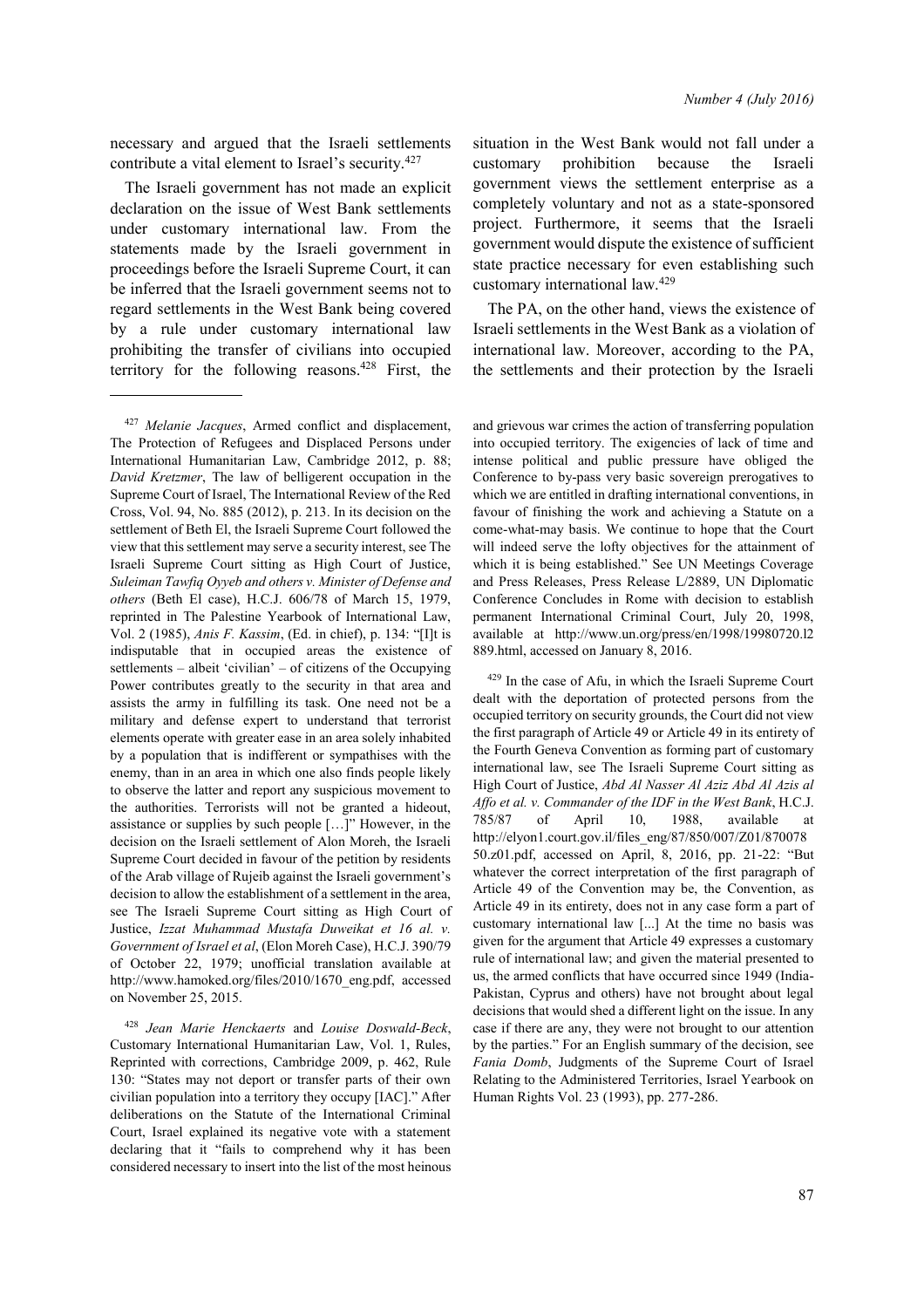necessary and argued that the Israeli settlements contribute a vital element to Israel's security.[427]

The Israeli government has not made an explicit declaration on the issue of West Bank settlements under customary international law. From the statements made by the Israeli government in proceedings before the Israeli Supreme Court, it can be inferred that the Israeli government seems not to regard settlements in the West Bank being covered by a rule under customary international law prohibiting the transfer of civilians into occupied territory for the following reasons.[428] First, the situation in the West Bank would not fall under a customary prohibition because the Israeli government views the settlement enterprise as a completely voluntary and not as a state-sponsored project. Furthermore, it seems that the Israeli government would dispute the existence of sufficient state practice necessary for even establishing such customary international law.[429]

The PA, on the other hand, views the existence of Israeli settlements in the West Bank as a violation of international law. Moreover, according to the PA, the settlements and their protection by the Israeli

---

[427] *Melanie Jacques*, Armed conflict and displacement, The Protection of Refugees and Displaced Persons under International Humanitarian Law, Cambridge 2012, p. 88; *David Kretzmer*, The law of belligerent occupation in the Supreme Court of Israel, The International Review of the Red Cross, Vol. 94, No. 885 (2012), p. 213. In its decision on the settlement of Beth El, the Israeli Supreme Court followed the view that this settlement may serve a security interest, see The Israeli Supreme Court sitting as High Court of Justice, *Suleiman Tawfiq Oyyeb and others v. Minister of Defense and others* (Beth El case), H.C.J. 606/78 of March 15, 1979, reprinted in The Palestine Yearbook of International Law, Vol. 2 (1985), *Anis F. Kassim*, (Ed. in chief), p. 134: "[I]t is indisputable that in occupied areas the existence of settlements – albeit 'civilian' – of citizens of the Occupying Power contributes greatly to the security in that area and assists the army in fulfilling its task. One need not be a military and defense expert to understand that terrorist elements operate with greater ease in an area solely inhabited by a population that is indifferent or sympathises with the enemy, than in an area in which one also finds people likely to observe the latter and report any suspicious movement to the authorities. Terrorists will not be granted a hideout, assistance or supplies by such people […]" However, in the decision on the Israeli settlement of Alon Moreh, the Israeli Supreme Court decided in favour of the petition by residents of the Arab village of Rujeib against the Israeli government's decision to allow the establishment of a settlement in the area, see The Israeli Supreme Court sitting as High Court of Justice, *Izzat Muhammad Mustafa Duweikat et 16 al. v. Government of Israel et al*, (Elon Moreh Case), H.C.J. 390/79 of October 22, 1979; unofficial translation available at http://www.hamoked.org/files/2010/1670_eng.pdf, accessed on November 25, 2015.

[428] *Jean Marie Henckaerts* and *Louise Doswald-Beck*, Customary International Humanitarian Law, Vol. 1, Rules, Reprinted with corrections, Cambridge 2009, p. 462, Rule 130: "States may not deport or transfer parts of their own civilian population into a territory they occupy [IAC]." After deliberations on the Statute of the International Criminal Court, Israel explained its negative vote with a statement declaring that it "fails to comprehend why it has been considered necessary to insert into the list of the most heinous and grievous war crimes the action of transferring population into occupied territory. The exigencies of lack of time and intense political and public pressure have obliged the Conference to by-pass very basic sovereign prerogatives to which we are entitled in drafting international conventions, in favour of finishing the work and achieving a Statute on a come-what-may basis. We continue to hope that the Court will indeed serve the lofty objectives for the attainment of which it is being established." See UN Meetings Coverage and Press Releases, Press Release L/2889, UN Diplomatic Conference Concludes in Rome with decision to establish permanent International Criminal Court, July 20, 1998, available at http://www.un.org/press/en/1998/19980720.l2889.html, accessed on January 8, 2016.

[429] In the case of Afu, in which the Israeli Supreme Court dealt with the deportation of protected persons from the occupied territory on security grounds, the Court did not view the first paragraph of Article 49 or Article 49 in its entirety of the Fourth Geneva Convention as forming part of customary international law, see The Israeli Supreme Court sitting as High Court of Justice, *Abd Al Nasser Al Aziz Abd Al Azis al Affo et al. v. Commander of the IDF in the West Bank*, H.C.J. 785/87 of April 10, 1988, available at http://elyon1.court.gov.il/files_eng/87/850/007/Z01/87007850.z01.pdf, accessed on April, 8, 2016, pp. 21-22: "But whatever the correct interpretation of the first paragraph of Article 49 of the Convention may be, the Convention, as Article 49 in its entirety, does not in any case form a part of customary international law [...] At the time no basis was given for the argument that Article 49 expresses a customary rule of international law; and given the material presented to us, the armed conflicts that have occurred since 1949 (India-Pakistan, Cyprus and others) have not brought about legal decisions that would shed a different light on the issue. In any case if there are any, they were not brought to our attention by the parties." For an English summary of the decision, see *Fania Domb*, Judgments of the Supreme Court of Israel Relating to the Administered Territories, Israel Yearbook on Human Rights Vol. 23 (1993), pp. 277-286.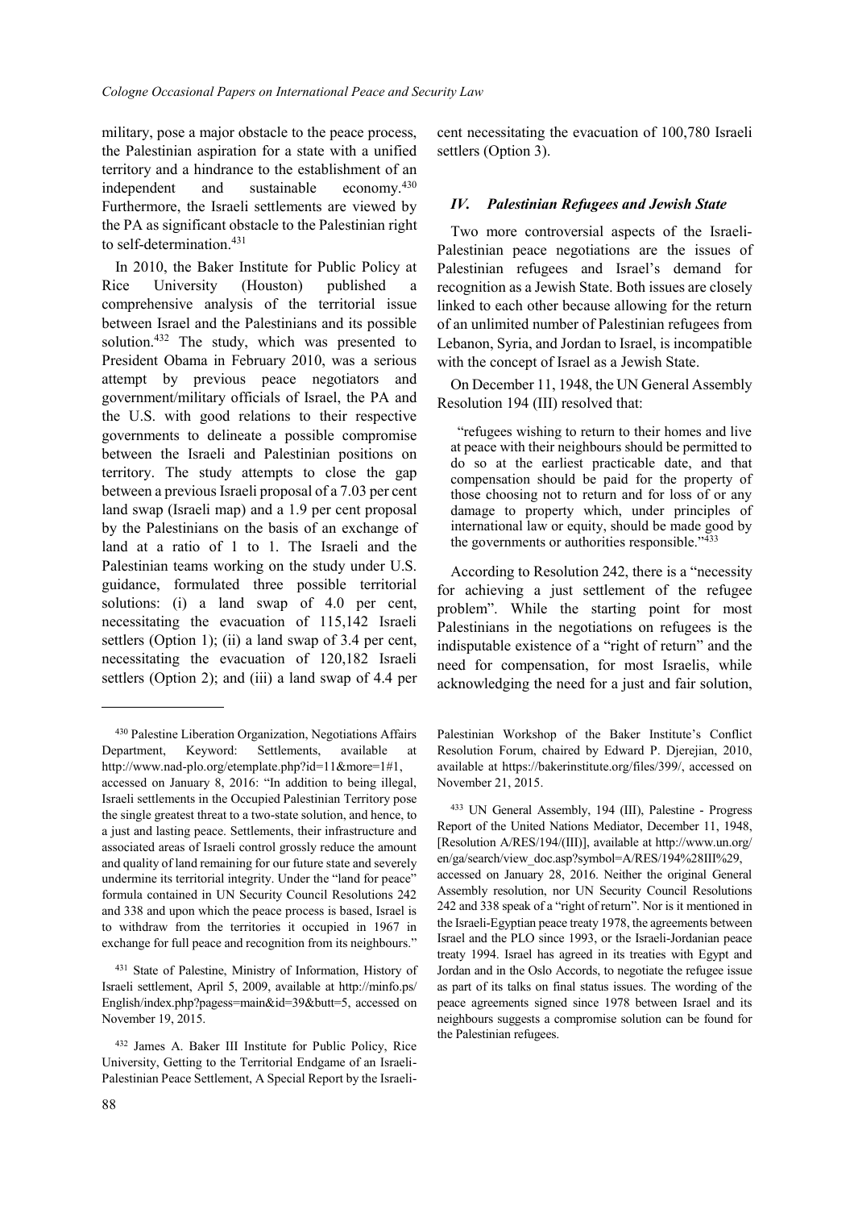military, pose a major obstacle to the peace process, the Palestinian aspiration for a state with a unified territory and a hindrance to the establishment of an independent and sustainable economy.[430] Furthermore, the Israeli settlements are viewed by the PA as significant obstacle to the Palestinian right to self-determination.[431]

In 2010, the Baker Institute for Public Policy at Rice University (Houston) published a comprehensive analysis of the territorial issue between Israel and the Palestinians and its possible solution.[432] The study, which was presented to President Obama in February 2010, was a serious attempt by previous peace negotiators and government/military officials of Israel, the PA and the U.S. with good relations to their respective governments to delineate a possible compromise between the Israeli and Palestinian positions on territory. The study attempts to close the gap between a previous Israeli proposal of a 7.03 per cent land swap (Israeli map) and a 1.9 per cent proposal by the Palestinians on the basis of an exchange of land at a ratio of 1 to 1. The Israeli and the Palestinian teams working on the study under U.S. guidance, formulated three possible territorial solutions: (i) a land swap of 4.0 per cent, necessitating the evacuation of 115,142 Israeli settlers (Option 1); (ii) a land swap of 3.4 per cent, necessitating the evacuation of 120,182 Israeli settlers (Option 2); and (iii) a land swap of 4.4 per cent necessitating the evacuation of 100,780 Israeli settlers (Option 3).

### IV. *Palestinian Refugees and Jewish State*

Two more controversial aspects of the Israeli-Palestinian peace negotiations are the issues of Palestinian refugees and Israel's demand for recognition as a Jewish State. Both issues are closely linked to each other because allowing for the return of an unlimited number of Palestinian refugees from Lebanon, Syria, and Jordan to Israel, is incompatible with the concept of Israel as a Jewish State.

On December 11, 1948, the UN General Assembly Resolution 194 (III) resolved that:

> "refugees wishing to return to their homes and live at peace with their neighbours should be permitted to do so at the earliest practicable date, and that compensation should be paid for the property of those choosing not to return and for loss of or any damage to property which, under principles of international law or equity, should be made good by the governments or authorities responsible."[433]

According to Resolution 242, there is a "necessity for achieving a just settlement of the refugee problem". While the starting point for most Palestinians in the negotiations on refugees is the indisputable existence of a "right of return" and the need for compensation, for most Israelis, while acknowledging the need for a just and fair solution,

---

[430] Palestine Liberation Organization, Negotiations Affairs Department, Keyword: Settlements, available at http://www.nad-plo.org/etemplate.php?id=11&more=1#1, accessed on January 8, 2016: "In addition to being illegal, Israeli settlements in the Occupied Palestinian Territory pose the single greatest threat to a two-state solution, and hence, to a just and lasting peace. Settlements, their infrastructure and associated areas of Israeli control grossly reduce the amount and quality of land remaining for our future state and severely undermine its territorial integrity. Under the "land for peace" formula contained in UN Security Council Resolutions 242 and 338 and upon which the peace process is based, Israel is to withdraw from the territories it occupied in 1967 in exchange for full peace and recognition from its neighbours."

[431] State of Palestine, Ministry of Information, History of Israeli settlement, April 5, 2009, available at http://minfo.ps/English/index.php?pagess=main&id=39&butt=5, accessed on November 19, 2015.

[432] James A. Baker III Institute for Public Policy, Rice University, Getting to the Territorial Endgame of an Israeli-Palestinian Peace Settlement, A Special Report by the Israeli-Palestinian Workshop of the Baker Institute's Conflict Resolution Forum, chaired by Edward P. Djerejian, 2010, available at https://bakerinstitute.org/files/399/, accessed on November 21, 2015.

[433] UN General Assembly, 194 (III), Palestine - Progress Report of the United Nations Mediator, December 11, 1948, [Resolution A/RES/194/(III)], available at http://www.un.org/en/ga/search/view_doc.asp?symbol=A/RES/194%28III%29, accessed on January 28, 2016. Neither the original General Assembly resolution, nor UN Security Council Resolutions 242 and 338 speak of a "right of return". Nor is it mentioned in the Israeli-Egyptian peace treaty 1978, the agreements between Israel and the PLO since 1993, or the Israeli-Jordanian peace treaty 1994. Israel has agreed in its treaties with Egypt and Jordan and in the Oslo Accords, to negotiate the refugee issue as part of its talks on final status issues. The wording of the peace agreements signed since 1978 between Israel and its neighbours suggests a compromise solution can be found for the Palestinian refugees.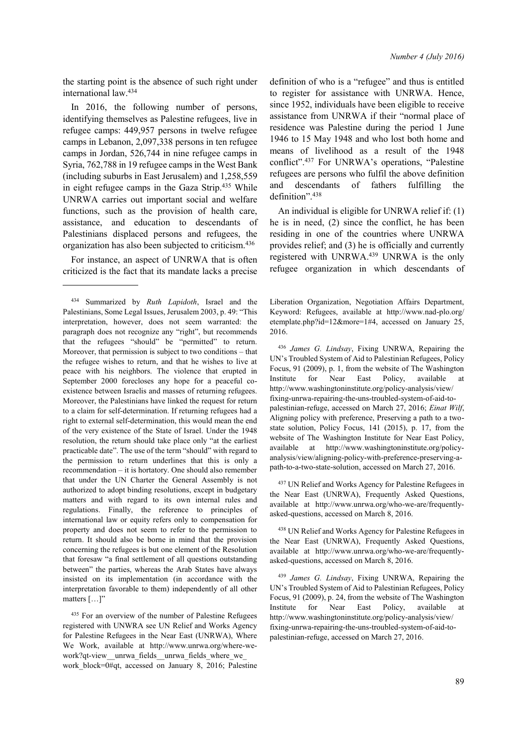the starting point is the absence of such right under international law.[434]

In 2016, the following number of persons, identifying themselves as Palestine refugees, live in refugee camps: 449,957 persons in twelve refugee camps in Lebanon, 2,097,338 persons in ten refugee camps in Jordan, 526,744 in nine refugee camps in Syria, 762,788 in 19 refugee camps in the West Bank (including suburbs in East Jerusalem) and 1,258,559 in eight refugee camps in the Gaza Strip.[435] While UNRWA carries out important social and welfare functions, such as the provision of health care, assistance, and education to descendants of Palestinians displaced persons and refugees, the organization has also been subjected to criticism.[436]

For instance, an aspect of UNRWA that is often criticized is the fact that its mandate lacks a precise definition of who is a "refugee" and thus is entitled to register for assistance with UNRWA. Hence, since 1952, individuals have been eligible to receive assistance from UNRWA if their "normal place of residence was Palestine during the period 1 June 1946 to 15 May 1948 and who lost both home and means of livelihood as a result of the 1948 conflict".[437] For UNRWA's operations, "Palestine refugees are persons who fulfil the above definition and descendants of fathers fulfilling the definition".[438]

An individual is eligible for UNRWA relief if: (1) he is in need, (2) since the conflict, he has been residing in one of the countries where UNRWA provides relief; and (3) he is officially and currently registered with UNRWA.[439] UNRWA is the only refugee organization in which descendants of

---

[434] Summarized by *Ruth Lapidoth*, Israel and the Palestinians, Some Legal Issues, Jerusalem 2003, p. 49: "This interpretation, however, does not seem warranted: the paragraph does not recognize any "right", but recommends that the refugees "should" be "permitted" to return. Moreover, that permission is subject to two conditions – that the refugee wishes to return, and that he wishes to live at peace with his neighbors. The violence that erupted in September 2000 forecloses any hope for a peaceful co-existence between Israelis and masses of returning refugees. Moreover, the Palestinians have linked the request for return to a claim for self-determination. If returning refugees had a right to external self-determination, this would mean the end of the very existence of the State of Israel. Under the 1948 resolution, the return should take place only "at the earliest practicable date". The use of the term "should" with regard to the permission to return underlines that this is only a recommendation – it is hortatory. One should also remember that under the UN Charter the General Assembly is not authorized to adopt binding resolutions, except in budgetary matters and with regard to its own internal rules and regulations. Finally, the reference to principles of international law or equity refers only to compensation for property and does not seem to refer to the permission to return. It should also be borne in mind that the provision concerning the refugees is but one element of the Resolution that foresaw "a final settlement of all questions outstanding between" the parties, whereas the Arab States have always insisted on its implementation (in accordance with the interpretation favorable to them) independently of all other matters […]"

[435] For an overview of the number of Palestine Refugees registered with UNWRA see UN Relief and Works Agency for Palestine Refugees in the Near East (UNRWA), Where We Work, available at http://www.unrwa.org/where-we-work?qt-view__unrwa_fields__unrwa_fields_where_we_work_block=0#qt, accessed on January 8, 2016; Palestine Liberation Organization, Negotiation Affairs Department, Keyword: Refugees, available at http://www.nad-plo.org/etemplate.php?id=12&more=1#4, accessed on January 25, 2016.

[436] *James G. Lindsay*, Fixing UNRWA, Repairing the UN's Troubled System of Aid to Palestinian Refugees, Policy Focus, 91 (2009), p. 1, from the website of The Washington Institute for Near East Policy, available at http://www.washingtoninstitute.org/policy-analysis/view/fixing-unrwa-repairing-the-uns-troubled-system-of-aid-to-palestinian-refuge, accessed on March 27, 2016; *Einat Wilf*, Aligning policy with preference, Preserving a path to a two-state solution, Policy Focus, 141 (2015), p. 17, from the website of The Washington Institute for Near East Policy, available at http://www.washingtoninstitute.org/policy-analysis/view/aligning-policy-with-preference-preserving-a-path-to-a-two-state-solution, accessed on March 27, 2016.

[437] UN Relief and Works Agency for Palestine Refugees in the Near East (UNRWA), Frequently Asked Questions, available at http://www.unrwa.org/who-we-are/frequently-asked-questions, accessed on March 8, 2016.

[438] UN Relief and Works Agency for Palestine Refugees in the Near East (UNRWA), Frequently Asked Questions, available at http://www.unrwa.org/who-we-are/frequently-asked-questions, accessed on March 8, 2016.

[439] *James G. Lindsay*, Fixing UNRWA, Repairing the UN's Troubled System of Aid to Palestinian Refugees, Policy Focus, 91 (2009), p. 24, from the website of The Washington Institute for Near East Policy, available at http://www.washingtoninstitute.org/policy-analysis/view/fixing-unrwa-repairing-the-uns-troubled-system-of-aid-to-palestinian-refuge, accessed on March 27, 2016.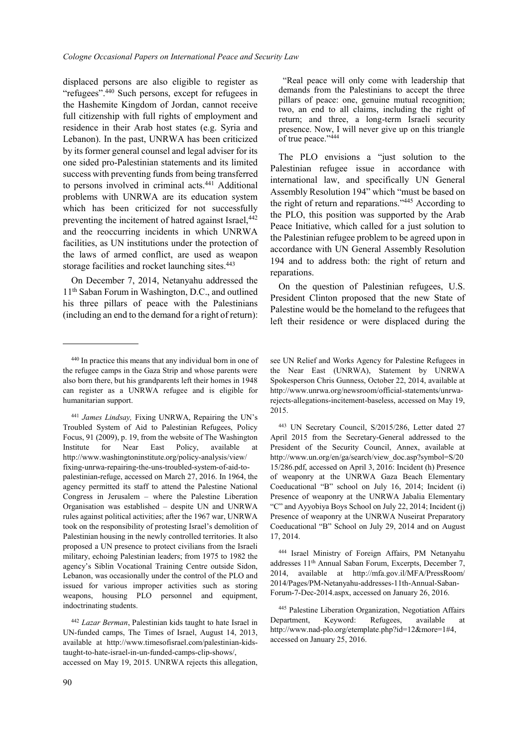displaced persons are also eligible to register as "refugees".[440] Such persons, except for refugees in the Hashemite Kingdom of Jordan, cannot receive full citizenship with full rights of employment and residence in their Arab host states (e.g. Syria and Lebanon). In the past, UNRWA has been criticized by its former general counsel and legal adviser for its one sided pro-Palestinian statements and its limited success with preventing funds from being transferred to persons involved in criminal acts.[441] Additional problems with UNRWA are its education system which has been criticized for not successfully preventing the incitement of hatred against Israel,[442] and the reoccurring incidents in which UNRWA facilities, as UN institutions under the protection of the laws of armed conflict, are used as weapon storage facilities and rocket launching sites.[443]

On December 7, 2014, Netanyahu addressed the 11th Saban Forum in Washington, D.C., and outlined his three pillars of peace with the Palestinians (including an end to the demand for a right of return):

> "Real peace will only come with leadership that demands from the Palestinians to accept the three pillars of peace: one, genuine mutual recognition; two, an end to all claims, including the right of return; and three, a long-term Israeli security presence. Now, I will never give up on this triangle of true peace."[444]

The PLO envisions a "just solution to the Palestinian refugee issue in accordance with international law, and specifically UN General Assembly Resolution 194" which "must be based on the right of return and reparations."[445] According to the PLO, this position was supported by the Arab Peace Initiative, which called for a just solution to the Palestinian refugee problem to be agreed upon in accordance with UN General Assembly Resolution 194 and to address both: the right of return and reparations.

On the question of Palestinian refugees, U.S. President Clinton proposed that the new State of Palestine would be the homeland to the refugees that left their residence or were displaced during the

---

[440] In practice this means that any individual born in one of the refugee camps in the Gaza Strip and whose parents were also born there, but his grandparents left their homes in 1948 can register as a UNRWA refugee and is eligible for humanitarian support.

[441] *James Lindsay,* Fixing UNRWA, Repairing the UN's Troubled System of Aid to Palestinian Refugees, Policy Focus, 91 (2009), p. 19, from the website of The Washington Institute for Near East Policy, available at http://www.washingtoninstitute.org/policy-analysis/view/fixing-unrwa-repairing-the-uns-troubled-system-of-aid-to-palestinian-refuge, accessed on March 27, 2016. In 1964, the agency permitted its staff to attend the Palestine National Congress in Jerusalem – where the Palestine Liberation Organisation was established – despite UN and UNRWA rules against political activities; after the 1967 war, UNRWA took on the responsibility of protesting Israel's demolition of Palestinian housing in the newly controlled territories. It also proposed a UN presence to protect civilians from the Israeli military, echoing Palestinian leaders; from 1975 to 1982 the agency's Siblin Vocational Training Centre outside Sidon, Lebanon, was occasionally under the control of the PLO and issued for various improper activities such as storing weapons, housing PLO personnel and equipment, indoctrinating students.

[442] *Lazar Berman*, Palestinian kids taught to hate Israel in UN-funded camps, The Times of Israel, August 14, 2013, available at http://www.timesofisrael.com/palestinian-kids-taught-to-hate-israel-in-un-funded-camps-clip-shows/, accessed on May 19, 2015. UNRWA rejects this allegation, see UN Relief and Works Agency for Palestine Refugees in the Near East (UNRWA), Statement by UNRWA Spokesperson Chris Gunness, October 22, 2014, available at http://www.unrwa.org/newsroom/official-statements/unrwa-rejects-allegations-incitement-baseless, accessed on May 19, 2015.

[443] UN Secretary Council, S/2015/286, Letter dated 27 April 2015 from the Secretary-General addressed to the President of the Security Council, Annex, available at http://www.un.org/en/ga/search/view_doc.asp?symbol=S/2015/286.pdf, accessed on April 3, 2016: Incident (h) Presence of weaponry at the UNRWA Gaza Beach Elementary Coeducational "B" school on July 16, 2014; Incident (i) Presence of weaponry at the UNRWA Jabalia Elementary "C" and Ayyobiya Boys School on July 22, 2014; Incident (j) Presence of weaponry at the UNRWA Nuseirat Preparatory Coeducational "B" School on July 29, 2014 and on August 17, 2014.

[444] Israel Ministry of Foreign Affairs, PM Netanyahu addresses 11th Annual Saban Forum, Excerpts, December 7, 2014, available at http://mfa.gov.il/MFA/PressRoom/2014/Pages/PM-Netanyahu-addresses-11th-Annual-Saban-Forum-7-Dec-2014.aspx, accessed on January 26, 2016.

[445] Palestine Liberation Organization, Negotiation Affairs Department, Keyword: Refugees, available at http://www.nad-plo.org/etemplate.php?id=12&more=1#4, accessed on January 25, 2016.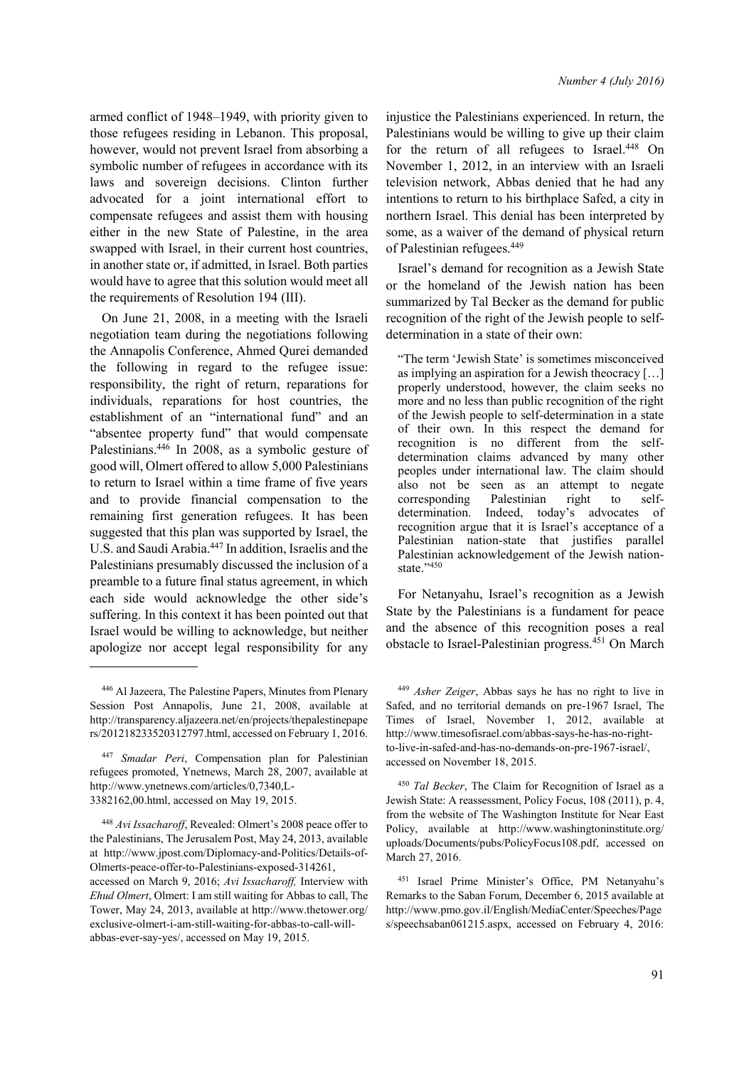armed conflict of 1948–1949, with priority given to those refugees residing in Lebanon. This proposal, however, would not prevent Israel from absorbing a symbolic number of refugees in accordance with its laws and sovereign decisions. Clinton further advocated for a joint international effort to compensate refugees and assist them with housing either in the new State of Palestine, in the area swapped with Israel, in their current host countries, in another state or, if admitted, in Israel. Both parties would have to agree that this solution would meet all the requirements of Resolution 194 (III).

On June 21, 2008, in a meeting with the Israeli negotiation team during the negotiations following the Annapolis Conference, Ahmed Qurei demanded the following in regard to the refugee issue: responsibility, the right of return, reparations for individuals, reparations for host countries, the establishment of an "international fund" and an "absentee property fund" that would compensate Palestinians.[446] In 2008, as a symbolic gesture of good will, Olmert offered to allow 5,000 Palestinians to return to Israel within a time frame of five years and to provide financial compensation to the remaining first generation refugees. It has been suggested that this plan was supported by Israel, the U.S. and Saudi Arabia.[447] In addition, Israelis and the Palestinians presumably discussed the inclusion of a preamble to a future final status agreement, in which each side would acknowledge the other side's suffering. In this context it has been pointed out that Israel would be willing to acknowledge, but neither apologize nor accept legal responsibility for any injustice the Palestinians experienced. In return, the Palestinians would be willing to give up their claim for the return of all refugees to Israel.[448] On November 1, 2012, in an interview with an Israeli television network, Abbas denied that he had any intentions to return to his birthplace Safed, a city in northern Israel. This denial has been interpreted by some, as a waiver of the demand of physical return of Palestinian refugees.[449]

Israel's demand for recognition as a Jewish State or the homeland of the Jewish nation has been summarized by Tal Becker as the demand for public recognition of the right of the Jewish people to self-determination in a state of their own:

> "The term 'Jewish State' is sometimes misconceived as implying an aspiration for a Jewish theocracy […] properly understood, however, the claim seeks no more and no less than public recognition of the right of the Jewish people to self-determination in a state of their own. In this respect the demand for recognition is no different from the self-determination claims advanced by many other peoples under international law. The claim should also not be seen as an attempt to negate corresponding Palestinian right to self-determination. Indeed, today's advocates of recognition argue that it is Israel's acceptance of a Palestinian nation-state that justifies parallel Palestinian acknowledgement of the Jewish nation-state."[450]

For Netanyahu, Israel's recognition as a Jewish State by the Palestinians is a fundament for peace and the absence of this recognition poses a real obstacle to Israel-Palestinian progress.[451] On March

---

[446] Al Jazeera, The Palestine Papers, Minutes from Plenary Session Post Annapolis, June 21, 2008, available at http://transparency.aljazeera.net/en/projects/thepalestinepapers/201218233520312797.html, accessed on February 1, 2016.

[447] *Smadar Peri*, Compensation plan for Palestinian refugees promoted, Ynetnews, March 28, 2007, available at http://www.ynetnews.com/articles/0,7340,L-3382162,00.html, accessed on May 19, 2015.

[448] *Avi Issacharoff*, Revealed: Olmert's 2008 peace offer to the Palestinians, The Jerusalem Post, May 24, 2013, available at http://www.jpost.com/Diplomacy-and-Politics/Details-of-Olmerts-peace-offer-to-Palestinians-exposed-314261, accessed on March 9, 2016; *Avi Issacharoff,* Interview with *Ehud Olmert*, Olmert: I am still waiting for Abbas to call, The Tower, May 24, 2013, available at http://www.thetower.org/exclusive-olmert-i-am-still-waiting-for-abbas-to-call-will-abbas-ever-say-yes/, accessed on May 19, 2015.

[449] *Asher Zeiger*, Abbas says he has no right to live in Safed, and no territorial demands on pre-1967 Israel, The Times of Israel, November 1, 2012, available at http://www.timesofisrael.com/abbas-says-he-has-no-right-to-live-in-safed-and-has-no-demands-on-pre-1967-israel/, accessed on November 18, 2015.

[450] *Tal Becker*, The Claim for Recognition of Israel as a Jewish State: A reassessment, Policy Focus, 108 (2011), p. 4, from the website of The Washington Institute for Near East Policy, available at http://www.washingtoninstitute.org/uploads/Documents/pubs/PolicyFocus108.pdf, accessed on March 27, 2016.

[451] Israel Prime Minister's Office, PM Netanyahu's Remarks to the Saban Forum, December 6, 2015 available at http://www.pmo.gov.il/English/MediaCenter/Speeches/Pages/speechsaban061215.aspx, accessed on February 4, 2016: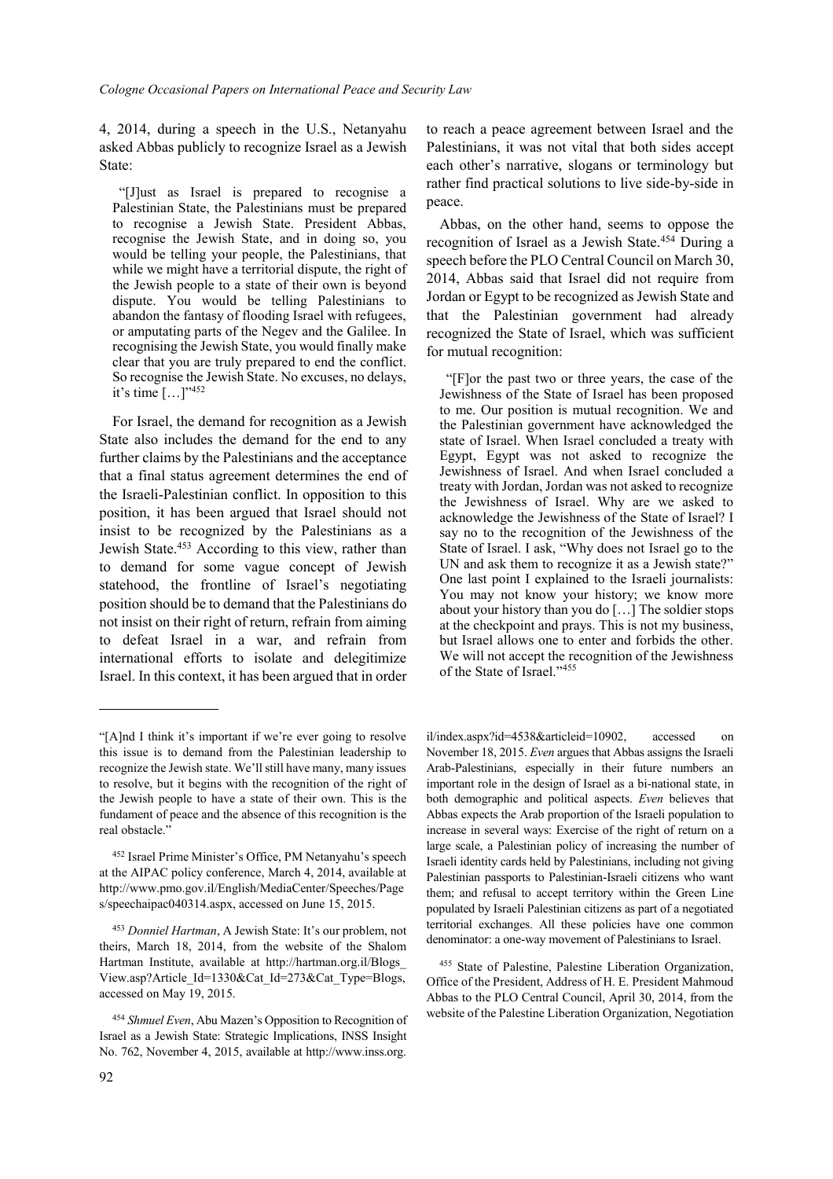4, 2014, during a speech in the U.S., Netanyahu asked Abbas publicly to recognize Israel as a Jewish State:

> "[J]ust as Israel is prepared to recognise a Palestinian State, the Palestinians must be prepared to recognise a Jewish State. President Abbas, recognise the Jewish State, and in doing so, you would be telling your people, the Palestinians, that while we might have a territorial dispute, the right of the Jewish people to a state of their own is beyond dispute. You would be telling Palestinians to abandon the fantasy of flooding Israel with refugees, or amputating parts of the Negev and the Galilee. In recognising the Jewish State, you would finally make clear that you are truly prepared to end the conflict. So recognise the Jewish State. No excuses, no delays, it's time […]"[452]

For Israel, the demand for recognition as a Jewish State also includes the demand for the end to any further claims by the Palestinians and the acceptance that a final status agreement determines the end of the Israeli-Palestinian conflict. In opposition to this position, it has been argued that Israel should not insist to be recognized by the Palestinians as a Jewish State.[453] According to this view, rather than to demand for some vague concept of Jewish statehood, the frontline of Israel's negotiating position should be to demand that the Palestinians do not insist on their right of return, refrain from aiming to defeat Israel in a war, and refrain from international efforts to isolate and delegitimize Israel. In this context, it has been argued that in order to reach a peace agreement between Israel and the Palestinians, it was not vital that both sides accept each other's narrative, slogans or terminology but rather find practical solutions to live side-by-side in peace.

Abbas, on the other hand, seems to oppose the recognition of Israel as a Jewish State.[454] During a speech before the PLO Central Council on March 30, 2014, Abbas said that Israel did not require from Jordan or Egypt to be recognized as Jewish State and that the Palestinian government had already recognized the State of Israel, which was sufficient for mutual recognition:

> "[F]or the past two or three years, the case of the Jewishness of the State of Israel has been proposed to me. Our position is mutual recognition. We and the Palestinian government have acknowledged the state of Israel. When Israel concluded a treaty with Egypt, Egypt was not asked to recognize the Jewishness of Israel. And when Israel concluded a treaty with Jordan, Jordan was not asked to recognize the Jewishness of Israel. Why are we asked to acknowledge the Jewishness of the State of Israel? I say no to the recognition of the Jewishness of the State of Israel. I ask, "Why does not Israel go to the UN and ask them to recognize it as a Jewish state?" One last point I explained to the Israeli journalists: You may not know your history; we know more about your history than you do […] The soldier stops at the checkpoint and prays. This is not my business, but Israel allows one to enter and forbids the other. We will not accept the recognition of the Jewishness of the State of Israel."[455]

---

"[A]nd I think it's important if we're ever going to resolve this issue is to demand from the Palestinian leadership to recognize the Jewish state. We'll still have many, many issues to resolve, but it begins with the recognition of the right of the Jewish people to have a state of their own. This is the fundament of peace and the absence of this recognition is the real obstacle."

[452] Israel Prime Minister's Office, PM Netanyahu's speech at the AIPAC policy conference, March 4, 2014, available at http://www.pmo.gov.il/English/MediaCenter/Speeches/Pages/speechaipac040314.aspx, accessed on June 15, 2015.

[453] *Donniel Hartman*, A Jewish State: It's our problem, not theirs, March 18, 2014, from the website of the Shalom Hartman Institute, available at http://hartman.org.il/Blogs_View.asp?Article_Id=1330&Cat_Id=273&Cat_Type=Blogs, accessed on May 19, 2015.

[454] *Shmuel Even*, Abu Mazen's Opposition to Recognition of Israel as a Jewish State: Strategic Implications, INSS Insight No. 762, November 4, 2015, available at http://www.inss.org.il/index.aspx?id=4538&articleid=10902, accessed on November 18, 2015. *Even* argues that Abbas assigns the Israeli Arab-Palestinians, especially in their future numbers an important role in the design of Israel as a bi-national state, in both demographic and political aspects. *Even* believes that Abbas expects the Arab proportion of the Israeli population to increase in several ways: Exercise of the right of return on a large scale, a Palestinian policy of increasing the number of Israeli identity cards held by Palestinians, including not giving Palestinian passports to Palestinian-Israeli citizens who want them; and refusal to accept territory within the Green Line populated by Israeli Palestinian citizens as part of a negotiated territorial exchanges. All these policies have one common denominator: a one-way movement of Palestinians to Israel.

[455] State of Palestine, Palestine Liberation Organization, Office of the President, Address of H. E. President Mahmoud Abbas to the PLO Central Council, April 30, 2014, from the website of the Palestine Liberation Organization, Negotiation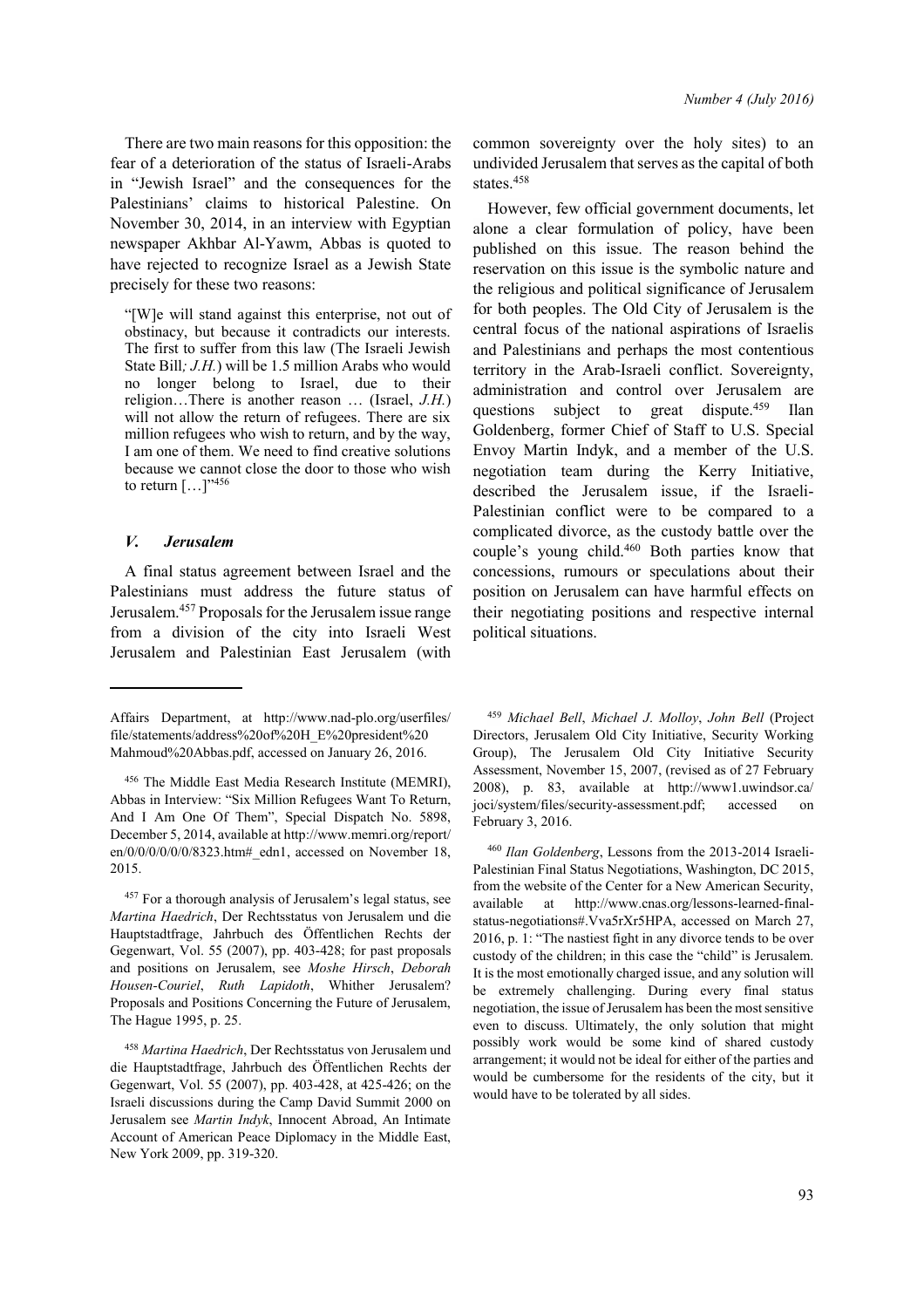There are two main reasons for this opposition: the fear of a deterioration of the status of Israeli-Arabs in "Jewish Israel" and the consequences for the Palestinians' claims to historical Palestine. On November 30, 2014, in an interview with Egyptian newspaper Akhbar Al-Yawm, Abbas is quoted to have rejected to recognize Israel as a Jewish State precisely for these two reasons:

> "[W]e will stand against this enterprise, not out of obstinacy, but because it contradicts our interests. The first to suffer from this law (The Israeli Jewish State Bill*; J.H.*) will be 1.5 million Arabs who would no longer belong to Israel, due to their religion…There is another reason … (Israel, *J.H.*) will not allow the return of refugees. There are six million refugees who wish to return, and by the way, I am one of them. We need to find creative solutions because we cannot close the door to those who wish to return […]"[456]

### *V. Jerusalem*

A final status agreement between Israel and the Palestinians must address the future status of Jerusalem.[457] Proposals for the Jerusalem issue range from a division of the city into Israeli West Jerusalem and Palestinian East Jerusalem (with common sovereignty over the holy sites) to an undivided Jerusalem that serves as the capital of both states.[458]

However, few official government documents, let alone a clear formulation of policy, have been published on this issue. The reason behind the reservation on this issue is the symbolic nature and the religious and political significance of Jerusalem for both peoples. The Old City of Jerusalem is the central focus of the national aspirations of Israelis and Palestinians and perhaps the most contentious territory in the Arab-Israeli conflict. Sovereignty, administration and control over Jerusalem are questions subject to great dispute.[459] Ilan Goldenberg, former Chief of Staff to U.S. Special Envoy Martin Indyk, and a member of the U.S. negotiation team during the Kerry Initiative, described the Jerusalem issue, if the Israeli-Palestinian conflict were to be compared to a complicated divorce, as the custody battle over the couple's young child.[460] Both parties know that concessions, rumours or speculations about their position on Jerusalem can have harmful effects on their negotiating positions and respective internal political situations.

---

Affairs Department, at http://www.nad-plo.org/userfiles/file/statements/address%20of%20H_E%20president%20Mahmoud%20Abbas.pdf, accessed on January 26, 2016.

[456] The Middle East Media Research Institute (MEMRI), Abbas in Interview: "Six Million Refugees Want To Return, And I Am One Of Them", Special Dispatch No. 5898, December 5, 2014, available at http://www.memri.org/report/en/0/0/0/0/0/0/8323.htm#_edn1, accessed on November 18, 2015.

[457] For a thorough analysis of Jerusalem's legal status, see *Martina Haedrich*, Der Rechtsstatus von Jerusalem und die Hauptstadtfrage, Jahrbuch des Öffentlichen Rechts der Gegenwart, Vol. 55 (2007), pp. 403-428; for past proposals and positions on Jerusalem, see *Moshe Hirsch*, *Deborah Housen-Couriel*, *Ruth Lapidoth*, Whither Jerusalem? Proposals and Positions Concerning the Future of Jerusalem, The Hague 1995, p. 25.

[458] *Martina Haedrich*, Der Rechtsstatus von Jerusalem und die Hauptstadtfrage, Jahrbuch des Öffentlichen Rechts der Gegenwart, Vol. 55 (2007), pp. 403-428, at 425-426; on the Israeli discussions during the Camp David Summit 2000 on Jerusalem see *Martin Indyk*, Innocent Abroad, An Intimate Account of American Peace Diplomacy in the Middle East, New York 2009, pp. 319-320.

[459] *Michael Bell*, *Michael J. Molloy*, *John Bell* (Project Directors, Jerusalem Old City Initiative, Security Working Group), The Jerusalem Old City Initiative Security Assessment, November 15, 2007, (revised as of 27 February 2008), p. 83, available at http://www1.uwindsor.ca/joci/system/files/security-assessment.pdf; accessed on February 3, 2016.

[460] *Ilan Goldenberg*, Lessons from the 2013-2014 Israeli-Palestinian Final Status Negotiations, Washington, DC 2015, from the website of the Center for a New American Security, available at http://www.cnas.org/lessons-learned-final-status-negotiations#.Vva5rXr5HPA, accessed on March 27, 2016, p. 1: "The nastiest fight in any divorce tends to be over custody of the children; in this case the "child" is Jerusalem. It is the most emotionally charged issue, and any solution will be extremely challenging. During every final status negotiation, the issue of Jerusalem has been the most sensitive even to discuss. Ultimately, the only solution that might possibly work would be some kind of shared custody arrangement; it would not be ideal for either of the parties and would be cumbersome for the residents of the city, but it would have to be tolerated by all sides.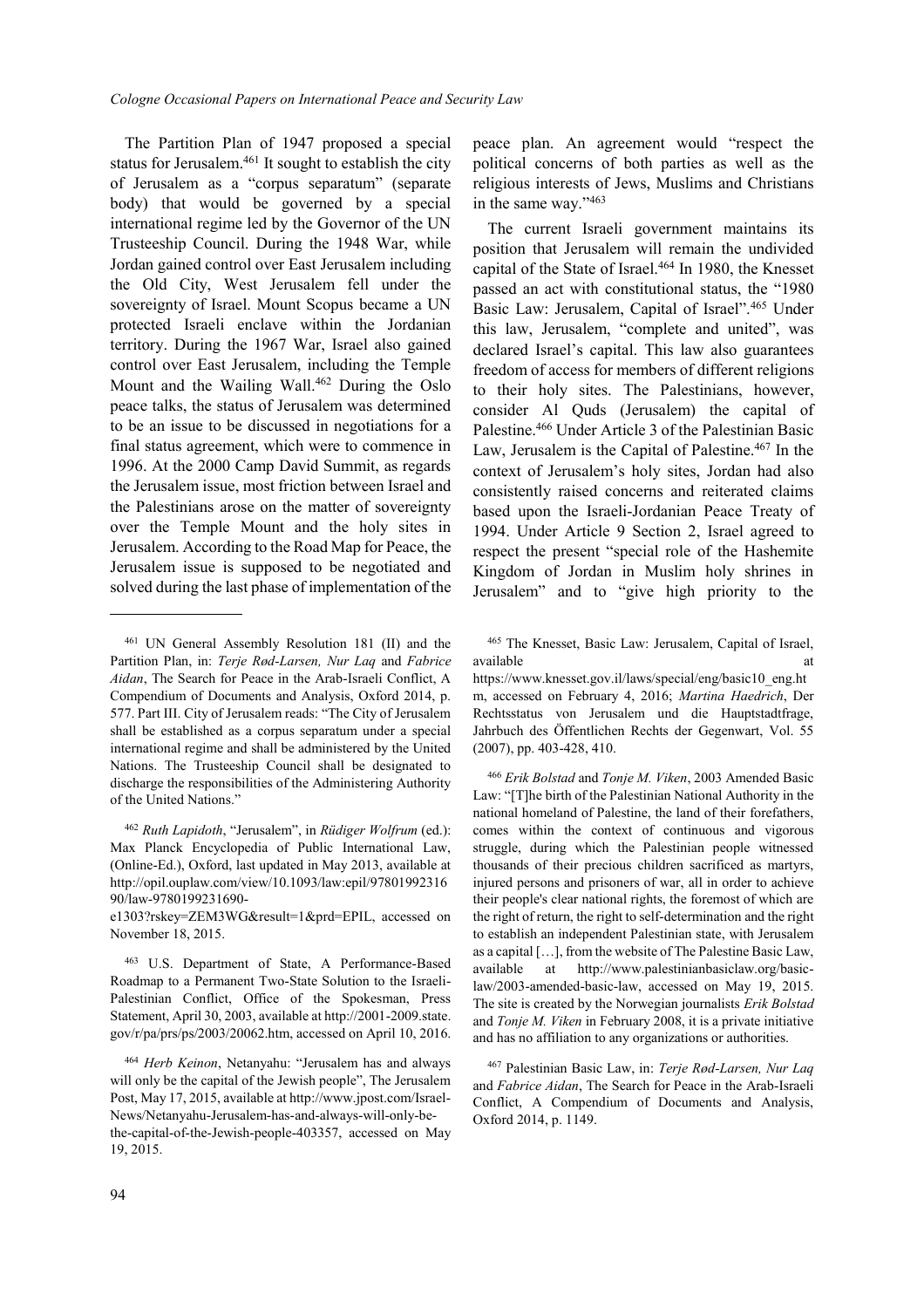The Partition Plan of 1947 proposed a special status for Jerusalem.[461] It sought to establish the city of Jerusalem as a "corpus separatum" (separate body) that would be governed by a special international regime led by the Governor of the UN Trusteeship Council. During the 1948 War, while Jordan gained control over East Jerusalem including the Old City, West Jerusalem fell under the sovereignty of Israel. Mount Scopus became a UN protected Israeli enclave within the Jordanian territory. During the 1967 War, Israel also gained control over East Jerusalem, including the Temple Mount and the Wailing Wall.[462] During the Oslo peace talks, the status of Jerusalem was determined to be an issue to be discussed in negotiations for a final status agreement, which were to commence in 1996. At the 2000 Camp David Summit, as regards the Jerusalem issue, most friction between Israel and the Palestinians arose on the matter of sovereignty over the Temple Mount and the holy sites in Jerusalem. According to the Road Map for Peace, the Jerusalem issue is supposed to be negotiated and solved during the last phase of implementation of the peace plan. An agreement would "respect the political concerns of both parties as well as the religious interests of Jews, Muslims and Christians in the same way."[463]

The current Israeli government maintains its position that Jerusalem will remain the undivided capital of the State of Israel.[464] In 1980, the Knesset passed an act with constitutional status, the "1980 Basic Law: Jerusalem, Capital of Israel".[465] Under this law, Jerusalem, "complete and united", was declared Israel's capital. This law also guarantees freedom of access for members of different religions to their holy sites. The Palestinians, however, consider Al Quds (Jerusalem) the capital of Palestine.[466] Under Article 3 of the Palestinian Basic Law, Jerusalem is the Capital of Palestine.[467] In the context of Jerusalem's holy sites, Jordan had also consistently raised concerns and reiterated claims based upon the Israeli-Jordanian Peace Treaty of 1994. Under Article 9 Section 2, Israel agreed to respect the present "special role of the Hashemite Kingdom of Jordan in Muslim holy shrines in Jerusalem" and to "give high priority to the

---

[461] UN General Assembly Resolution 181 (II) and the Partition Plan, in: *Terje Rød-Larsen, Nur Laq* and *Fabrice Aidan*, The Search for Peace in the Arab-Israeli Conflict, A Compendium of Documents and Analysis, Oxford 2014, p. 577. Part III. City of Jerusalem reads: "The City of Jerusalem shall be established as a corpus separatum under a special international regime and shall be administered by the United Nations. The Trusteeship Council shall be designated to discharge the responsibilities of the Administering Authority of the United Nations."

[462] *Ruth Lapidoth*, "Jerusalem", in *Rüdiger Wolfrum* (ed.): Max Planck Encyclopedia of Public International Law, (Online-Ed.), Oxford, last updated in May 2013, available at http://opil.ouplaw.com/view/10.1093/law:epil/9780199231690/law-9780199231690-e1303?rskey=ZEM3WG&result=1&prd=EPIL, accessed on November 18, 2015.

[463] U.S. Department of State, A Performance-Based Roadmap to a Permanent Two-State Solution to the Israeli-Palestinian Conflict, Office of the Spokesman, Press Statement, April 30, 2003, available at http://2001-2009.state.gov/r/pa/prs/ps/2003/20062.htm, accessed on April 10, 2016.

[464] *Herb Keinon*, Netanyahu: "Jerusalem has and always will only be the capital of the Jewish people", The Jerusalem Post, May 17, 2015, available at http://www.jpost.com/Israel-News/Netanyahu-Jerusalem-has-and-always-will-only-be-the-capital-of-the-Jewish-people-403357, accessed on May 19, 2015.

[465] The Knesset, Basic Law: Jerusalem, Capital of Israel, available at https://www.knesset.gov.il/laws/special/eng/basic10_eng.htm, accessed on February 4, 2016; *Martina Haedrich*, Der Rechtsstatus von Jerusalem und die Hauptstadtfrage, Jahrbuch des Öffentlichen Rechts der Gegenwart, Vol. 55 (2007), pp. 403-428, 410.

[466] *Erik Bolstad* and *Tonje M. Viken*, 2003 Amended Basic Law: "[T]he birth of the Palestinian National Authority in the national homeland of Palestine, the land of their forefathers, comes within the context of continuous and vigorous struggle, during which the Palestinian people witnessed thousands of their precious children sacrificed as martyrs, injured persons and prisoners of war, all in order to achieve their people's clear national rights, the foremost of which are the right of return, the right to self-determination and the right to establish an independent Palestinian state, with Jerusalem as a capital […], from the website of The Palestine Basic Law, available at http://www.palestinianbasiclaw.org/basic-law/2003-amended-basic-law, accessed on May 19, 2015. The site is created by the Norwegian journalists *Erik Bolstad* and *Tonje M. Viken* in February 2008, it is a private initiative and has no affiliation to any organizations or authorities.

[467] Palestinian Basic Law, in: *Terje Rød-Larsen, Nur Laq* and *Fabrice Aidan*, The Search for Peace in the Arab-Israeli Conflict, A Compendium of Documents and Analysis, Oxford 2014, p. 1149.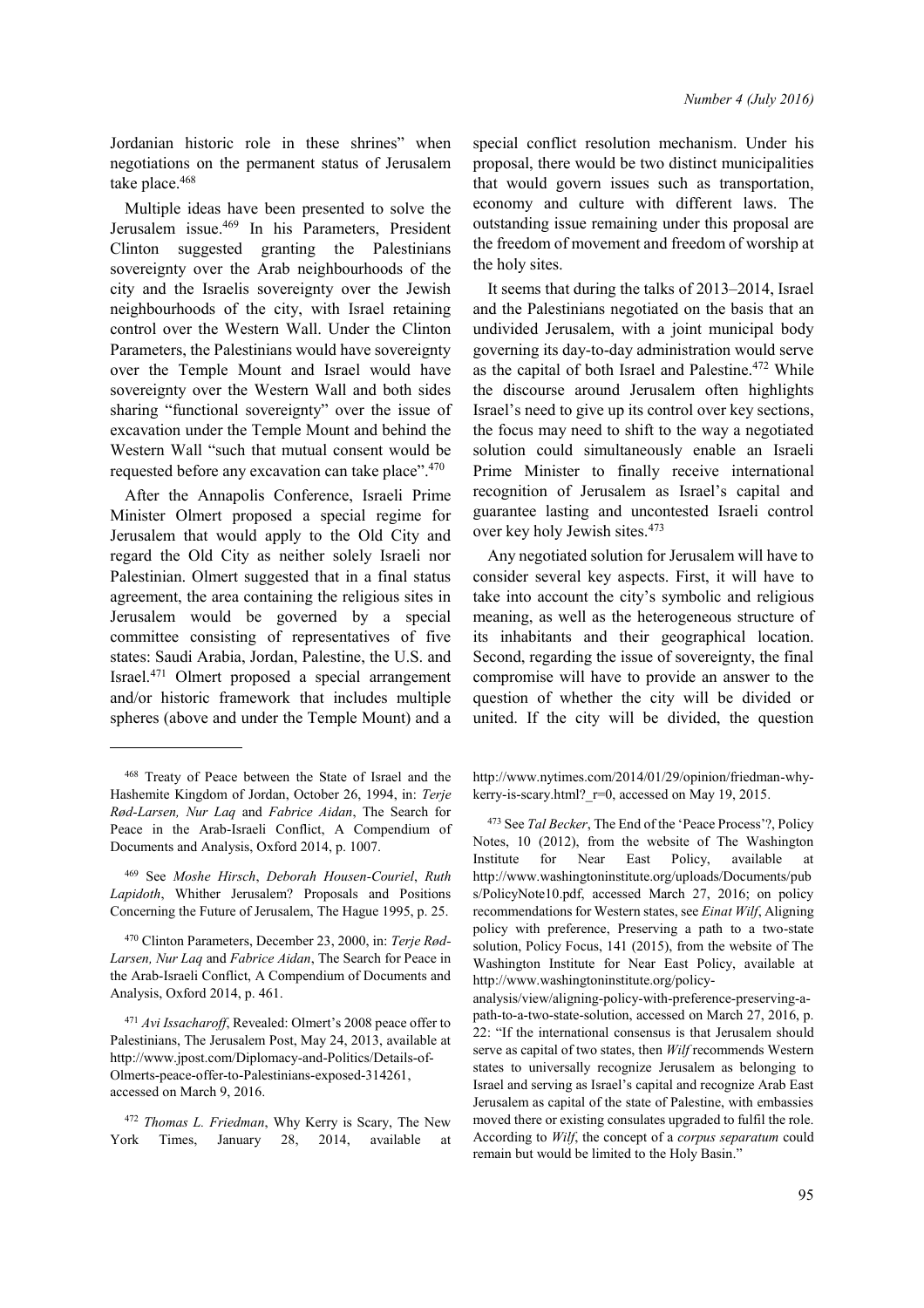Jordanian historic role in these shrines" when negotiations on the permanent status of Jerusalem take place.[468]

Multiple ideas have been presented to solve the Jerusalem issue.[469] In his Parameters, President Clinton suggested granting the Palestinians sovereignty over the Arab neighbourhoods of the city and the Israelis sovereignty over the Jewish neighbourhoods of the city, with Israel retaining control over the Western Wall. Under the Clinton Parameters, the Palestinians would have sovereignty over the Temple Mount and Israel would have sovereignty over the Western Wall and both sides sharing "functional sovereignty" over the issue of excavation under the Temple Mount and behind the Western Wall "such that mutual consent would be requested before any excavation can take place".[470]

After the Annapolis Conference, Israeli Prime Minister Olmert proposed a special regime for Jerusalem that would apply to the Old City and regard the Old City as neither solely Israeli nor Palestinian. Olmert suggested that in a final status agreement, the area containing the religious sites in Jerusalem would be governed by a special committee consisting of representatives of five states: Saudi Arabia, Jordan, Palestine, the U.S. and Israel.[471] Olmert proposed a special arrangement and/or historic framework that includes multiple spheres (above and under the Temple Mount) and a special conflict resolution mechanism. Under his proposal, there would be two distinct municipalities that would govern issues such as transportation, economy and culture with different laws. The outstanding issue remaining under this proposal are the freedom of movement and freedom of worship at the holy sites.

It seems that during the talks of 2013–2014, Israel and the Palestinians negotiated on the basis that an undivided Jerusalem, with a joint municipal body governing its day-to-day administration would serve as the capital of both Israel and Palestine.[472] While the discourse around Jerusalem often highlights Israel's need to give up its control over key sections, the focus may need to shift to the way a negotiated solution could simultaneously enable an Israeli Prime Minister to finally receive international recognition of Jerusalem as Israel's capital and guarantee lasting and uncontested Israeli control over key holy Jewish sites.[473]

Any negotiated solution for Jerusalem will have to consider several key aspects. First, it will have to take into account the city's symbolic and religious meaning, as well as the heterogeneous structure of its inhabitants and their geographical location. Second, regarding the issue of sovereignty, the final compromise will have to provide an answer to the question of whether the city will be divided or united. If the city will be divided, the question

---

[468] Treaty of Peace between the State of Israel and the Hashemite Kingdom of Jordan, October 26, 1994, in: *Terje Rød-Larsen, Nur Laq* and *Fabrice Aidan*, The Search for Peace in the Arab-Israeli Conflict, A Compendium of Documents and Analysis, Oxford 2014, p. 1007.

[469] See *Moshe Hirsch*, *Deborah Housen-Couriel*, *Ruth Lapidoth*, Whither Jerusalem? Proposals and Positions Concerning the Future of Jerusalem, The Hague 1995, p. 25.

[470] Clinton Parameters, December 23, 2000, in: *Terje Rød-Larsen, Nur Laq* and *Fabrice Aidan*, The Search for Peace in the Arab-Israeli Conflict, A Compendium of Documents and Analysis, Oxford 2014, p. 461.

[471] *Avi Issacharoff*, Revealed: Olmert's 2008 peace offer to Palestinians, The Jerusalem Post, May 24, 2013, available at http://www.jpost.com/Diplomacy-and-Politics/Details-of-Olmerts-peace-offer-to-Palestinians-exposed-314261, accessed on March 9, 2016.

[472] *Thomas L. Friedman*, Why Kerry is Scary, The New York Times, January 28, 2014, available at http://www.nytimes.com/2014/01/29/opinion/friedman-why-kerry-is-scary.html?_r=0, accessed on May 19, 2015.

[473] See *Tal Becker*, The End of the 'Peace Process'?, Policy Notes, 10 (2012), from the website of The Washington Institute for Near East Policy, available at http://www.washingtoninstitute.org/uploads/Documents/pubs/PolicyNote10.pdf, accessed March 27, 2016; on policy recommendations for Western states, see *Einat Wilf*, Aligning policy with preference, Preserving a path to a two-state solution, Policy Focus, 141 (2015), from the website of The Washington Institute for Near East Policy, available at http://www.washingtoninstitute.org/policy-analysis/view/aligning-policy-with-preference-preserving-a-path-to-a-two-state-solution, accessed on March 27, 2016, p. 22: "If the international consensus is that Jerusalem should serve as capital of two states, then *Wilf* recommends Western states to universally recognize Jerusalem as belonging to Israel and serving as Israel's capital and recognize Arab East Jerusalem as capital of the state of Palestine, with embassies moved there or existing consulates upgraded to fulfil the role. According to *Wilf*, the concept of a *corpus separatum* could remain but would be limited to the Holy Basin."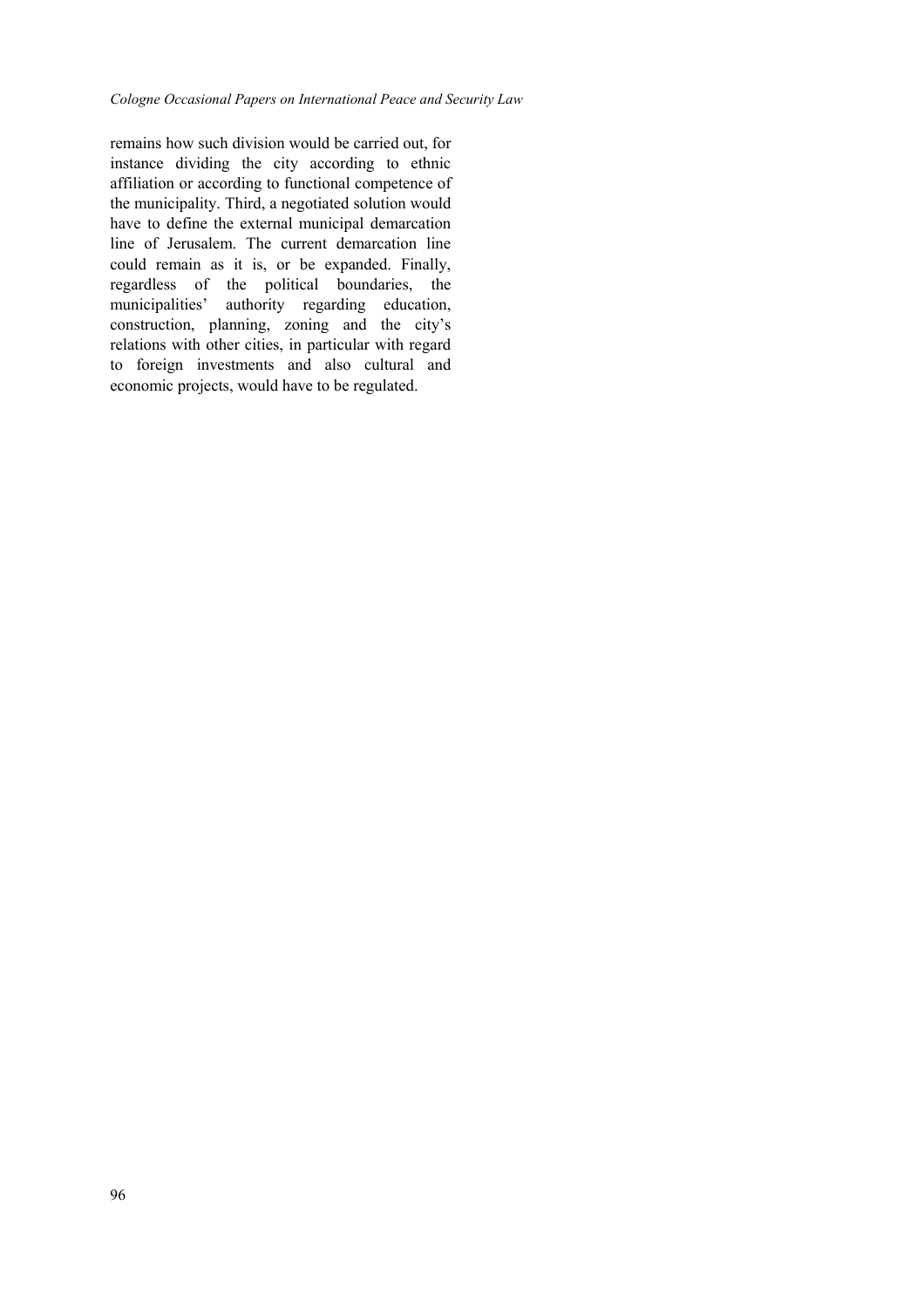remains how such division would be carried out, for instance dividing the city according to ethnic affiliation or according to functional competence of the municipality. Third, a negotiated solution would have to define the external municipal demarcation line of Jerusalem. The current demarcation line could remain as it is, or be expanded. Finally, regardless of the political boundaries, the municipalities' authority regarding education, construction, planning, zoning and the city's relations with other cities, in particular with regard to foreign investments and also cultural and economic projects, would have to be regulated.